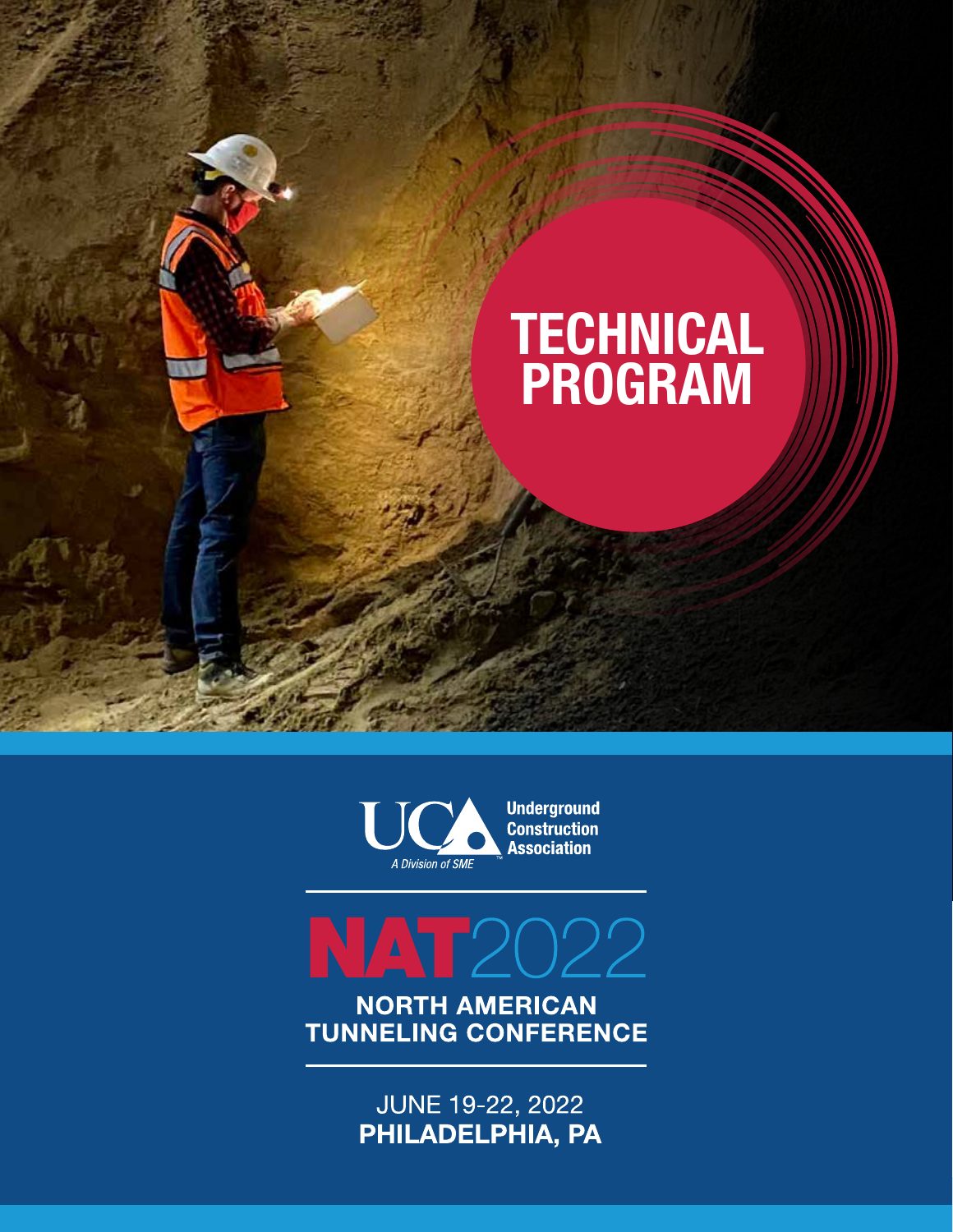# TECHNICAL PROGRAM

Underground Construction Association

*A Division of SME*

# NAT2022

## NORTH AMERICAN TUNNELING CONFERENCE

JUNE 19-22, 2022

**PHILADELPHIA, PA**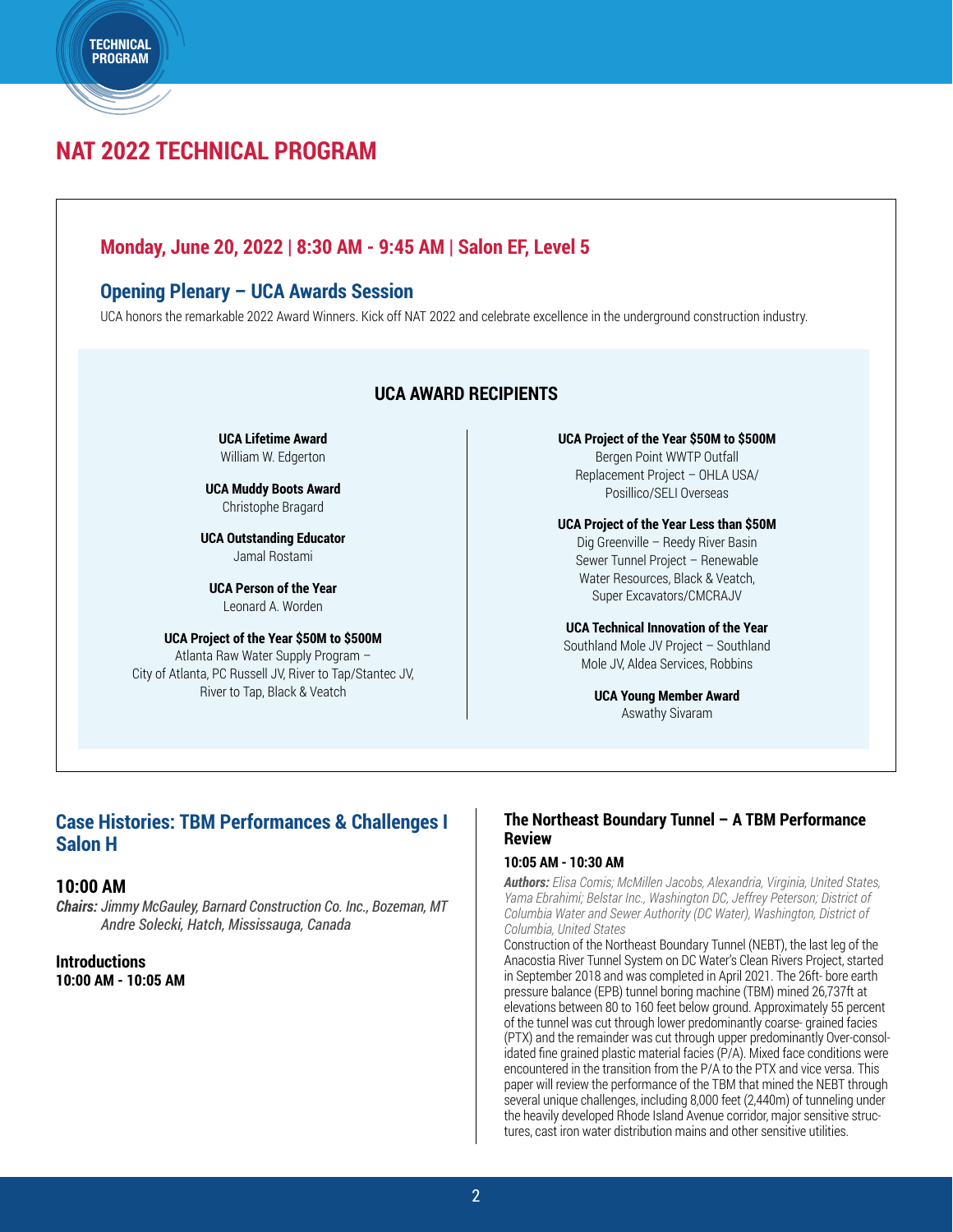# NAT 2022 TECHNICAL PROGRAM

## Monday, June 20, 2022 | 8:30 AM - 9:45 AM | Salon EF, Level 5

### Opening Plenary – UCA Awards Session

UCA honors the remarkable 2022 Award Winners. Kick off NAT 2022 and celebrate excellence in the underground construction industry.

#### UCA AWARD RECIPIENTS

**UCA Lifetime Award**
William W. Edgerton

**UCA Muddy Boots Award**
Christophe Bragard

**UCA Outstanding Educator**
Jamal Rostami

**UCA Person of the Year**
Leonard A. Worden

**UCA Project of the Year $50M to $500M**
Atlanta Raw Water Supply Program – City of Atlanta, PC Russell JV, River to Tap/Stantec JV, River to Tap, Black & Veatch

**UCA Project of the Year $50M to $500M**
Bergen Point WWTP Outfall Replacement Project – OHLA USA/ Posillico/SELI Overseas

**UCA Project of the Year Less than $50M**
Dig Greenville – Reedy River Basin Sewer Tunnel Project – Renewable Water Resources, Black & Veatch, Super Excavators/CMCRAJV

**UCA Technical Innovation of the Year**
Southland Mole JV Project – Southland Mole JV, Aldea Services, Robbins

**UCA Young Member Award**
Aswathy Sivaram

## Case Histories: TBM Performances & Challenges I Salon H

### 10:00 AM

***Chairs:*** *Jimmy McGauley, Barnard Construction Co. Inc., Bozeman, MT*
*Andre Solecki, Hatch, Mississauga, Canada*

**Introductions**
**10:00 AM - 10:05 AM**

### The Northeast Boundary Tunnel – A TBM Performance Review

**10:05 AM - 10:30 AM**

***Authors:*** *Elisa Comis; McMillen Jacobs, Alexandria, Virginia, United States, Yama Ebrahimi; Belstar Inc., Washington DC, Jeffrey Peterson; District of Columbia Water and Sewer Authority (DC Water), Washington, District of Columbia, United States*

Construction of the Northeast Boundary Tunnel (NEBT), the last leg of the Anacostia River Tunnel System on DC Water's Clean Rivers Project, started in September 2018 and was completed in April 2021. The 26ft- bore earth pressure balance (EPB) tunnel boring machine (TBM) mined 26,737ft at elevations between 80 to 160 feet below ground. Approximately 55 percent of the tunnel was cut through lower predominantly coarse- grained facies (PTX) and the remainder was cut through upper predominantly Over-consolidated fine grained plastic material facies (P/A). Mixed face conditions were encountered in the transition from the P/A to the PTX and vice versa. This paper will review the performance of the TBM that mined the NEBT through several unique challenges, including 8,000 feet (2,440m) of tunneling under the heavily developed Rhode Island Avenue corridor, major sensitive structures, cast iron water distribution mains and other sensitive utilities.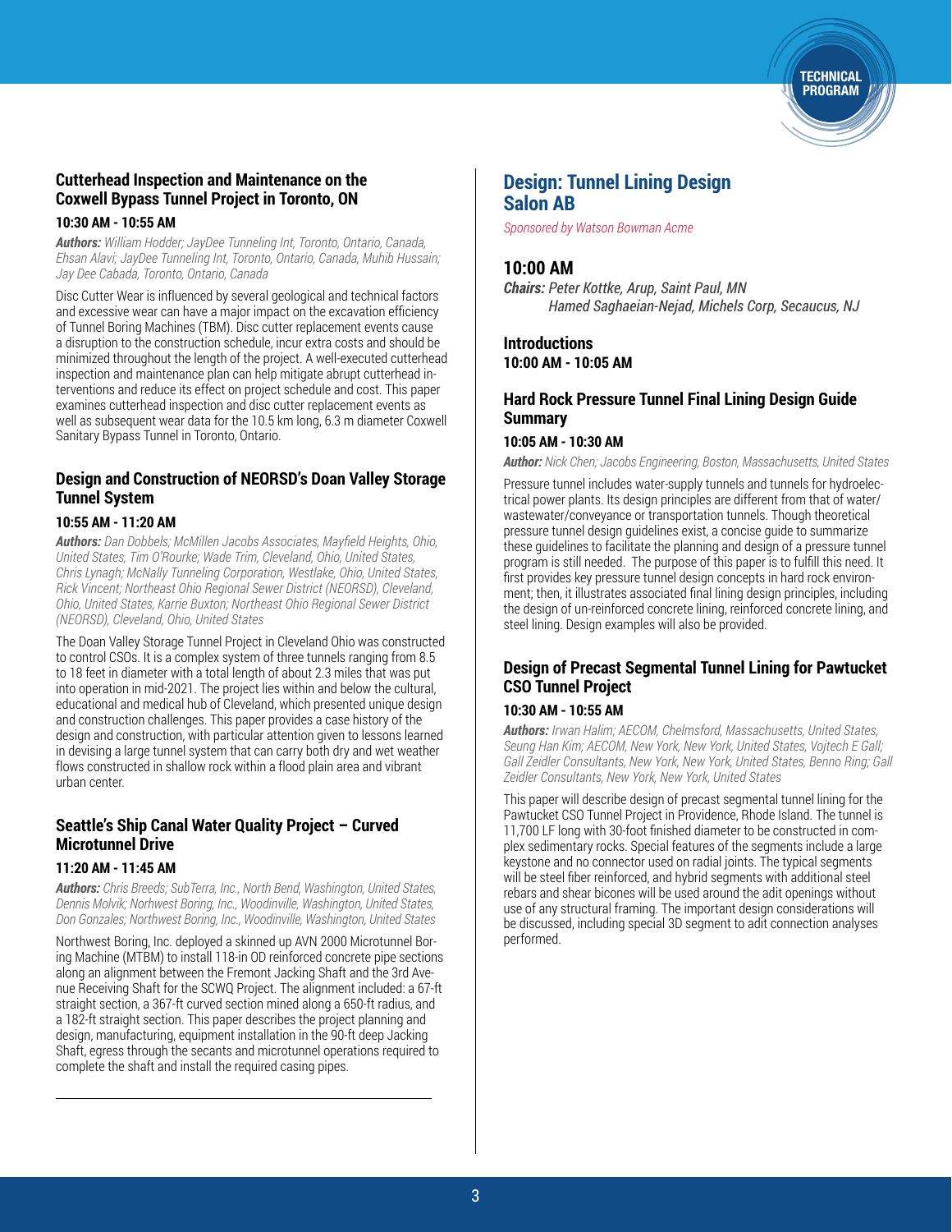### Cutterhead Inspection and Maintenance on the Coxwell Bypass Tunnel Project in Toronto, ON

**10:30 AM - 10:55 AM**

***Authors:*** *William Hodder; JayDee Tunneling Int, Toronto, Ontario, Canada, Ehsan Alavi; JayDee Tunneling Int, Toronto, Ontario, Canada, Muhib Hussain; Jay Dee Cabada, Toronto, Ontario, Canada*

Disc Cutter Wear is influenced by several geological and technical factors and excessive wear can have a major impact on the excavation efficiency of Tunnel Boring Machines (TBM). Disc cutter replacement events cause a disruption to the construction schedule, incur extra costs and should be minimized throughout the length of the project. A well-executed cutterhead inspection and maintenance plan can help mitigate abrupt cutterhead interventions and reduce its effect on project schedule and cost. This paper examines cutterhead inspection and disc cutter replacement events as well as subsequent wear data for the 10.5 km long, 6.3 m diameter Coxwell Sanitary Bypass Tunnel in Toronto, Ontario.

### Design and Construction of NEORSD's Doan Valley Storage Tunnel System

**10:55 AM - 11:20 AM**

***Authors:*** *Dan Dobbels; McMillen Jacobs Associates, Mayfield Heights, Ohio, United States, Tim O'Rourke; Wade Trim, Cleveland, Ohio, United States, Chris Lynagh; McNally Tunneling Corporation, Westlake, Ohio, United States, Rick Vincent; Northeast Ohio Regional Sewer District (NEORSD), Cleveland, Ohio, United States, Karrie Buxton; Northeast Ohio Regional Sewer District (NEORSD), Cleveland, Ohio, United States*

The Doan Valley Storage Tunnel Project in Cleveland Ohio was constructed to control CSOs. It is a complex system of three tunnels ranging from 8.5 to 18 feet in diameter with a total length of about 2.3 miles that was put into operation in mid-2021. The project lies within and below the cultural, educational and medical hub of Cleveland, which presented unique design and construction challenges. This paper provides a case history of the design and construction, with particular attention given to lessons learned in devising a large tunnel system that can carry both dry and wet weather flows constructed in shallow rock within a flood plain area and vibrant urban center.

### Seattle's Ship Canal Water Quality Project – Curved Microtunnel Drive

**11:20 AM - 11:45 AM**

***Authors:*** *Chris Breeds; SubTerra, Inc., North Bend, Washington, United States, Dennis Molvik; Norhwest Boring, Inc., Woodinville, Washington, United States, Don Gonzales; Northwest Boring, Inc., Woodinville, Washington, United States*

Northwest Boring, Inc. deployed a skinned up AVN 2000 Microtunnel Boring Machine (MTBM) to install 118-in OD reinforced concrete pipe sections along an alignment between the Fremont Jacking Shaft and the 3rd Avenue Receiving Shaft for the SCWQ Project. The alignment included: a 67-ft straight section, a 367-ft curved section mined along a 650-ft radius, and a 182-ft straight section. This paper describes the project planning and design, manufacturing, equipment installation in the 90-ft deep Jacking Shaft, egress through the secants and microtunnel operations required to complete the shaft and install the required casing pipes.

## Design: Tunnel Lining Design Salon AB

*Sponsored by Watson Bowman Acme*

### 10:00 AM

***Chairs:*** *Peter Kottke, Arup, Saint Paul, MN*
*Hamed Saghaeian-Nejad, Michels Corp, Secaucus, NJ*

**Introductions**
**10:00 AM - 10:05 AM**

### Hard Rock Pressure Tunnel Final Lining Design Guide Summary

**10:05 AM - 10:30 AM**

***Author:*** *Nick Chen; Jacobs Engineering, Boston, Massachusetts, United States*

Pressure tunnel includes water-supply tunnels and tunnels for hydroelectrical power plants. Its design principles are different from that of water/wastewater/conveyance or transportation tunnels. Though theoretical pressure tunnel design guidelines exist, a concise guide to summarize these guidelines to facilitate the planning and design of a pressure tunnel program is still needed. The purpose of this paper is to fulfill this need. It first provides key pressure tunnel design concepts in hard rock environment; then, it illustrates associated final lining design principles, including the design of un-reinforced concrete lining, reinforced concrete lining, and steel lining. Design examples will also be provided.

### Design of Precast Segmental Tunnel Lining for Pawtucket CSO Tunnel Project

**10:30 AM - 10:55 AM**

***Authors:*** *Irwan Halim; AECOM, Chelmsford, Massachusetts, United States, Seung Han Kim; AECOM, New York, New York, United States, Vojtech E Gall; Gall Zeidler Consultants, New York, New York, United States, Benno Ring; Gall Zeidler Consultants, New York, New York, United States*

This paper will describe design of precast segmental tunnel lining for the Pawtucket CSO Tunnel Project in Providence, Rhode Island. The tunnel is 11,700 LF long with 30-foot finished diameter to be constructed in complex sedimentary rocks. Special features of the segments include a large keystone and no connector used on radial joints. The typical segments will be steel fiber reinforced, and hybrid segments with additional steel rebars and shear bicones will be used around the adit openings without use of any structural framing. The important design considerations will be discussed, including special 3D segment to adit connection analyses performed.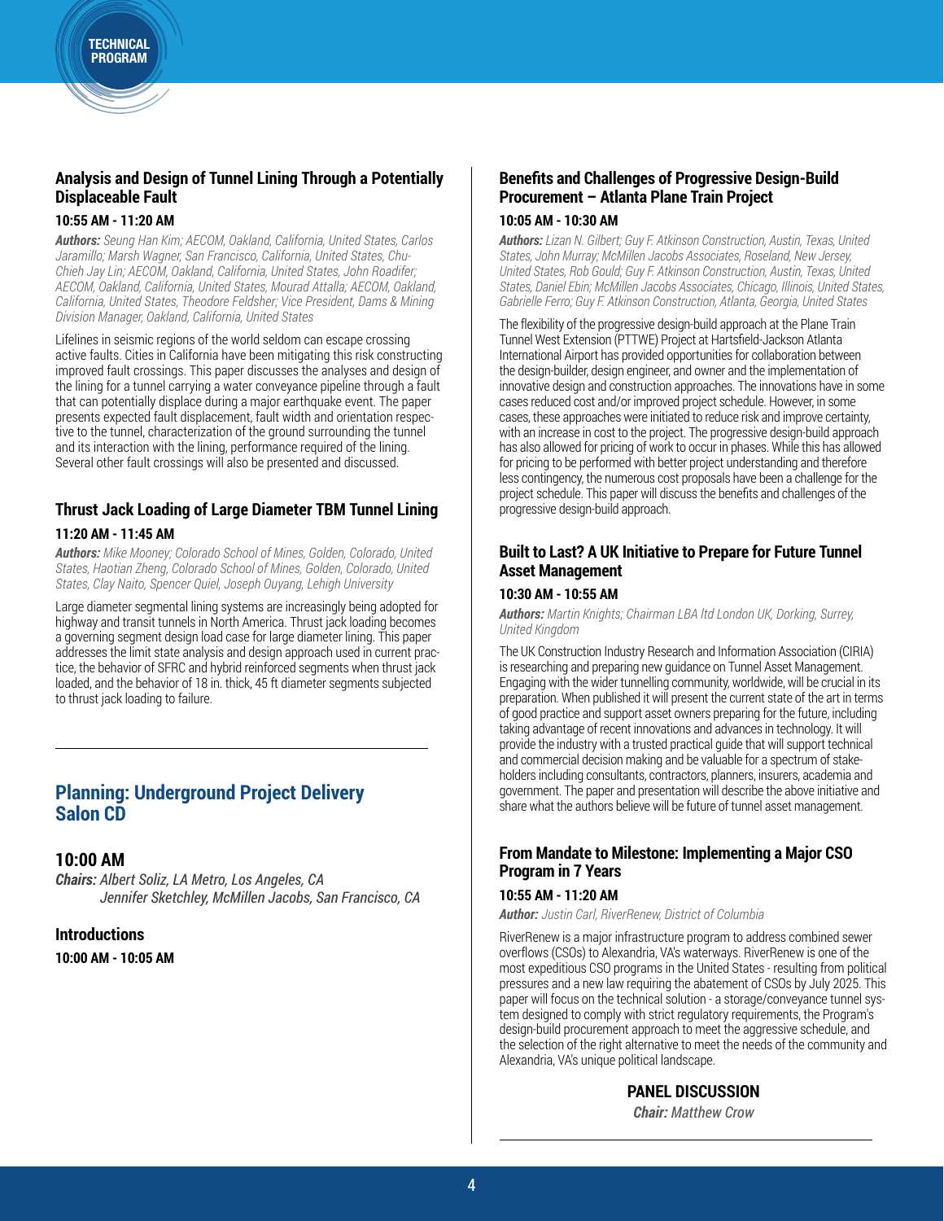### Analysis and Design of Tunnel Lining Through a Potentially Displaceable Fault

**10:55 AM - 11:20 AM**

***Authors:*** *Seung Han Kim; AECOM, Oakland, California, United States, Carlos Jaramillo; Marsh Wagner, San Francisco, California, United States, Chu-Chieh Jay Lin; AECOM, Oakland, California, United States, John Roadifer; AECOM, Oakland, California, United States, Mourad Attalla; AECOM, Oakland, California, United States, Theodore Feldsher; Vice President, Dams & Mining Division Manager, Oakland, California, United States*

Lifelines in seismic regions of the world seldom can escape crossing active faults. Cities in California have been mitigating this risk constructing improved fault crossings. This paper discusses the analyses and design of the lining for a tunnel carrying a water conveyance pipeline through a fault that can potentially displace during a major earthquake event. The paper presents expected fault displacement, fault width and orientation respective to the tunnel, characterization of the ground surrounding the tunnel and its interaction with the lining, performance required of the lining. Several other fault crossings will also be presented and discussed.

### Thrust Jack Loading of Large Diameter TBM Tunnel Lining

**11:20 AM - 11:45 AM**

***Authors:*** *Mike Mooney; Colorado School of Mines, Golden, Colorado, United States, Haotian Zheng, Colorado School of Mines, Golden, Colorado, United States, Clay Naito, Spencer Quiel, Joseph Ouyang, Lehigh University*

Large diameter segmental lining systems are increasingly being adopted for highway and transit tunnels in North America. Thrust jack loading becomes a governing segment design load case for large diameter lining. This paper addresses the limit state analysis and design approach used in current practice, the behavior of SFRC and hybrid reinforced segments when thrust jack loaded, and the behavior of 18 in. thick, 45 ft diameter segments subjected to thrust jack loading to failure.

---

## Planning: Underground Project Delivery
## Salon CD

### 10:00 AM

***Chairs:*** *Albert Soliz, LA Metro, Los Angeles, CA*
*Jennifer Sketchley, McMillen Jacobs, San Francisco, CA*

### Introductions

**10:00 AM - 10:05 AM**

### Benefits and Challenges of Progressive Design-Build Procurement – Atlanta Plane Train Project

**10:05 AM - 10:30 AM**

***Authors:*** *Lizan N. Gilbert; Guy F. Atkinson Construction, Austin, Texas, United States, John Murray; McMillen Jacobs Associates, Roseland, New Jersey, United States, Rob Gould; Guy F. Atkinson Construction, Austin, Texas, United States, Daniel Ebin; McMillen Jacobs Associates, Chicago, Illinois, United States, Gabrielle Ferro; Guy F. Atkinson Construction, Atlanta, Georgia, United States*

The flexibility of the progressive design-build approach at the Plane Train Tunnel West Extension (PTTWE) Project at Hartsfield-Jackson Atlanta International Airport has provided opportunities for collaboration between the design-builder, design engineer, and owner and the implementation of innovative design and construction approaches. The innovations have in some cases reduced cost and/or improved project schedule. However, in some cases, these approaches were initiated to reduce risk and improve certainty, with an increase in cost to the project. The progressive design-build approach has also allowed for pricing of work to occur in phases. While this has allowed for pricing to be performed with better project understanding and therefore less contingency, the numerous cost proposals have been a challenge for the project schedule. This paper will discuss the benefits and challenges of the progressive design-build approach.

### Built to Last? A UK Initiative to Prepare for Future Tunnel Asset Management

**10:30 AM - 10:55 AM**

***Authors:*** *Martin Knights; Chairman LBA ltd London UK, Dorking, Surrey, United Kingdom*

The UK Construction Industry Research and Information Association (CIRIA) is researching and preparing new guidance on Tunnel Asset Management. Engaging with the wider tunnelling community, worldwide, will be crucial in its preparation. When published it will present the current state of the art in terms of good practice and support asset owners preparing for the future, including taking advantage of recent innovations and advances in technology. It will provide the industry with a trusted practical guide that will support technical and commercial decision making and be valuable for a spectrum of stakeholders including consultants, contractors, planners, insurers, academia and government. The paper and presentation will describe the above initiative and share what the authors believe will be future of tunnel asset management.

### From Mandate to Milestone: Implementing a Major CSO Program in 7 Years

**10:55 AM - 11:20 AM**

***Author:*** *Justin Carl, RiverRenew, District of Columbia*

RiverRenew is a major infrastructure program to address combined sewer overflows (CSOs) to Alexandria, VA's waterways. RiverRenew is one of the most expeditious CSO programs in the United States - resulting from political pressures and a new law requiring the abatement of CSOs by July 2025. This paper will focus on the technical solution - a storage/conveyance tunnel system designed to comply with strict regulatory requirements, the Program's design-build procurement approach to meet the aggressive schedule, and the selection of the right alternative to meet the needs of the community and Alexandria, VA's unique political landscape.

**PANEL DISCUSSION**

***Chair:*** *Matthew Crow*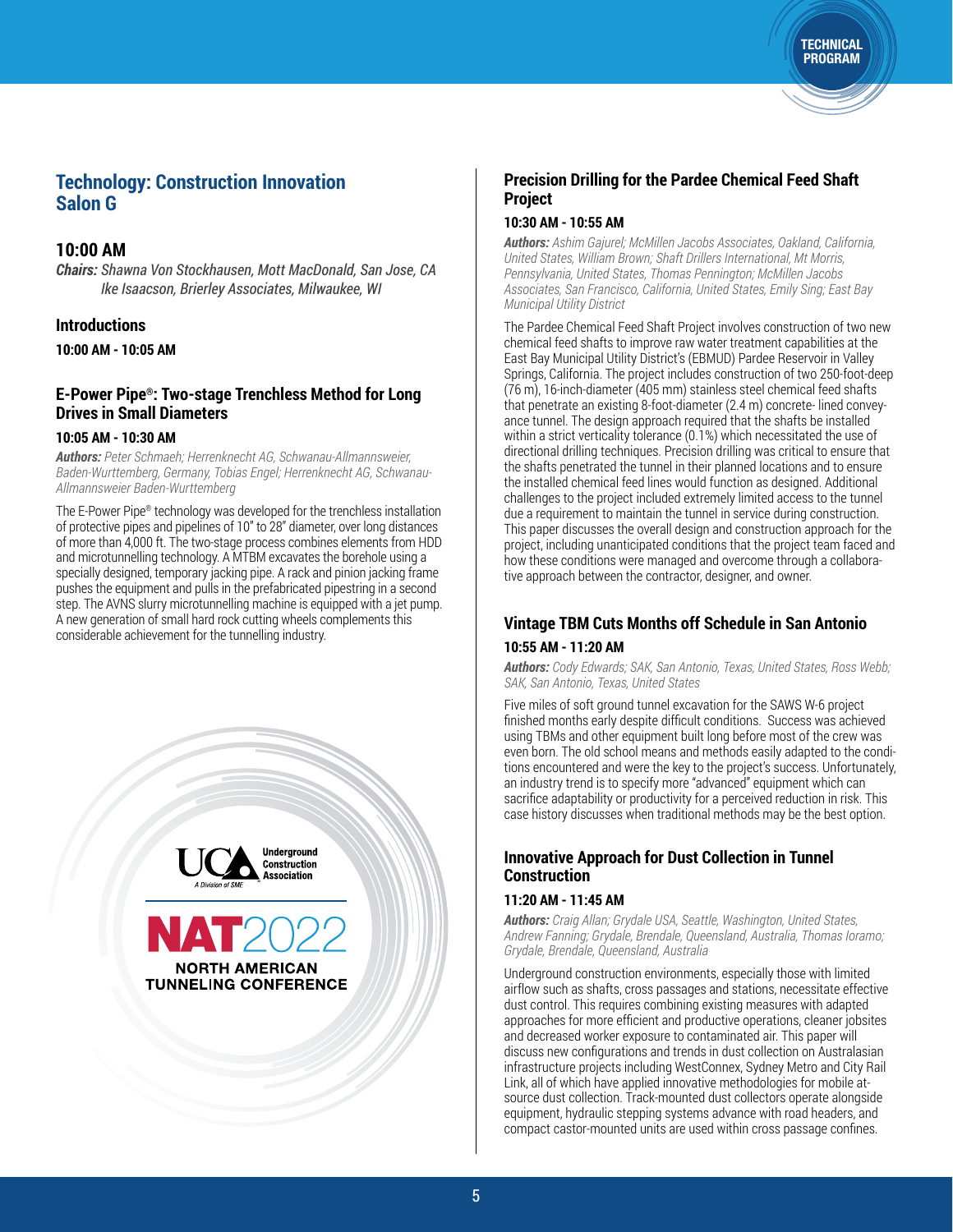## Technology: Construction Innovation
## Salon G

### 10:00 AM

***Chairs:*** *Shawna Von Stockhausen, Mott MacDonald, San Jose, CA*
*Ike Isaacson, Brierley Associates, Milwaukee, WI*

### Introductions

**10:00 AM - 10:05 AM**

### E-Power Pipe®: Two-stage Trenchless Method for Long Drives in Small Diameters

**10:05 AM - 10:30 AM**

***Authors:*** *Peter Schmaeh; Herrenknecht AG, Schwanau-Allmannsweier, Baden-Wurttemberg, Germany, Tobias Engel; Herrenknecht AG, Schwanau-Allmannsweier Baden-Wurttemberg*

The E-Power Pipe® technology was developed for the trenchless installation of protective pipes and pipelines of 10" to 28" diameter, over long distances of more than 4,000 ft. The two-stage process combines elements from HDD and microtunnelling technology. A MTBM excavates the borehole using a specially designed, temporary jacking pipe. A rack and pinion jacking frame pushes the equipment and pulls in the prefabricated pipestring in a second step. The AVNS slurry microtunnelling machine is equipped with a jet pump. A new generation of small hard rock cutting wheels complements this considerable achievement for the tunnelling industry.

### Precision Drilling for the Pardee Chemical Feed Shaft Project

**10:30 AM - 10:55 AM**

***Authors:*** *Ashim Gajurel; McMillen Jacobs Associates, Oakland, California, United States, William Brown; Shaft Drillers International, Mt Morris, Pennsylvania, United States, Thomas Pennington; McMillen Jacobs Associates, San Francisco, California, United States, Emily Sing; East Bay Municipal Utility District*

The Pardee Chemical Feed Shaft Project involves construction of two new chemical feed shafts to improve raw water treatment capabilities at the East Bay Municipal Utility District's (EBMUD) Pardee Reservoir in Valley Springs, California. The project includes construction of two 250-foot-deep (76 m), 16-inch-diameter (405 mm) stainless steel chemical feed shafts that penetrate an existing 8-foot-diameter (2.4 m) concrete- lined conveyance tunnel. The design approach required that the shafts be installed within a strict verticality tolerance (0.1%) which necessitated the use of directional drilling techniques. Precision drilling was critical to ensure that the shafts penetrated the tunnel in their planned locations and to ensure the installed chemical feed lines would function as designed. Additional challenges to the project included extremely limited access to the tunnel due a requirement to maintain the tunnel in service during construction. This paper discusses the overall design and construction approach for the project, including unanticipated conditions that the project team faced and how these conditions were managed and overcome through a collaborative approach between the contractor, designer, and owner.

### Vintage TBM Cuts Months off Schedule in San Antonio

**10:55 AM - 11:20 AM**

***Authors:*** *Cody Edwards; SAK, San Antonio, Texas, United States, Ross Webb; SAK, San Antonio, Texas, United States*

Five miles of soft ground tunnel excavation for the SAWS W-6 project finished months early despite difficult conditions. Success was achieved using TBMs and other equipment built long before most of the crew was even born. The old school means and methods easily adapted to the conditions encountered and were the key to the project's success. Unfortunately, an industry trend is to specify more "advanced" equipment which can sacrifice adaptability or productivity for a perceived reduction in risk. This case history discusses when traditional methods may be the best option.

### Innovative Approach for Dust Collection in Tunnel Construction

**11:20 AM - 11:45 AM**

***Authors:*** *Craig Allan; Grydale USA, Seattle, Washington, United States, Andrew Fanning; Grydale, Brendale, Queensland, Australia, Thomas Ioramo; Grydale, Brendale, Queensland, Australia*

Underground construction environments, especially those with limited airflow such as shafts, cross passages and stations, necessitate effective dust control. This requires combining existing measures with adapted approaches for more efficient and productive operations, cleaner jobsites and decreased worker exposure to contaminated air. This paper will discuss new configurations and trends in dust collection on Australasian infrastructure projects including WestConnex, Sydney Metro and City Rail Link, all of which have applied innovative methodologies for mobile at-source dust collection. Track-mounted dust collectors operate alongside equipment, hydraulic stepping systems advance with road headers, and compact castor-mounted units are used within cross passage confines.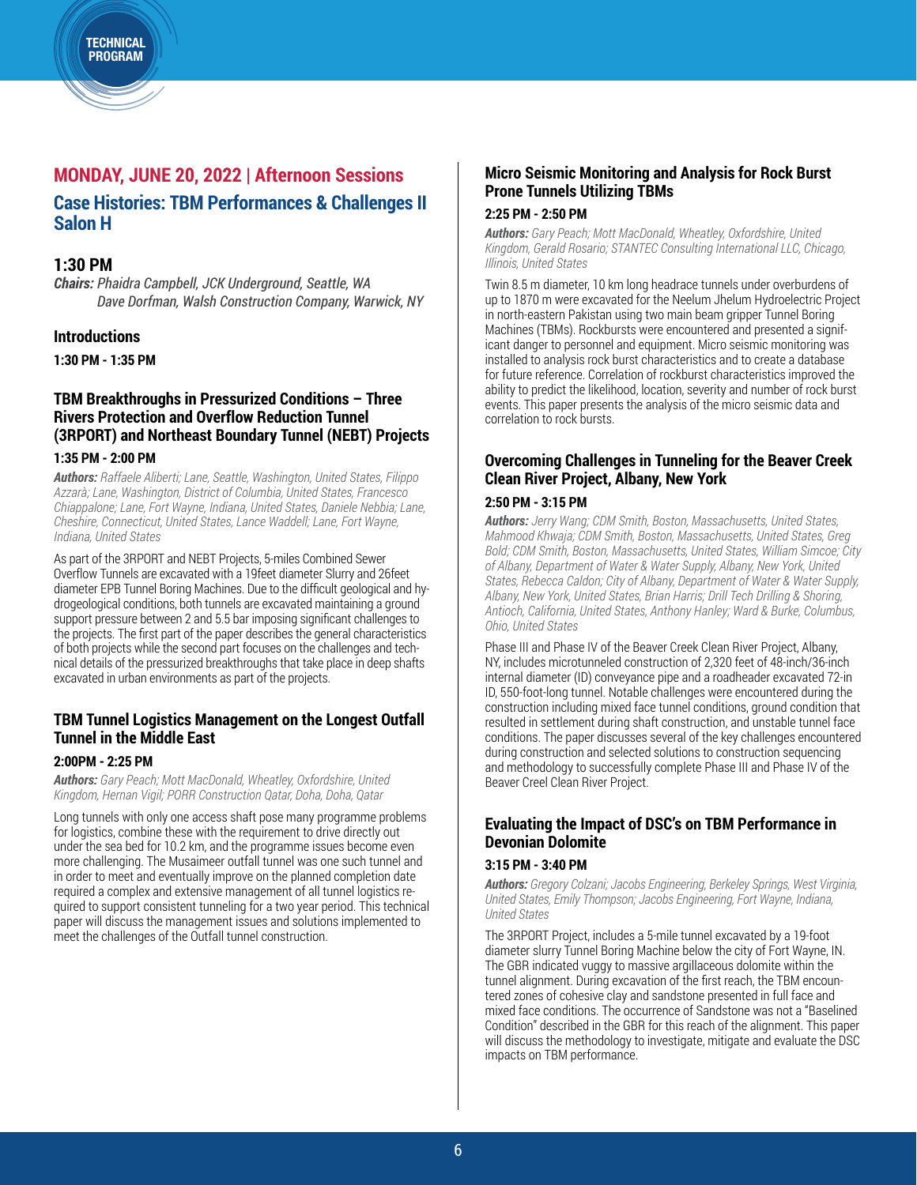## MONDAY, JUNE 20, 2022 | Afternoon Sessions

## Case Histories: TBM Performances & Challenges II
## Salon H

### 1:30 PM

***Chairs:*** *Phaidra Campbell, JCK Underground, Seattle, WA*
*Dave Dorfman, Walsh Construction Company, Warwick, NY*

### Introductions

**1:30 PM - 1:35 PM**

### TBM Breakthroughs in Pressurized Conditions – Three Rivers Protection and Overflow Reduction Tunnel (3RPORT) and Northeast Boundary Tunnel (NEBT) Projects

**1:35 PM - 2:00 PM**

***Authors:*** *Raffaele Aliberti; Lane, Seattle, Washington, United States, Filippo Azzarà; Lane, Washington, District of Columbia, United States, Francesco Chiappalone; Lane, Fort Wayne, Indiana, United States, Daniele Nebbia; Lane, Cheshire, Connecticut, United States, Lance Waddell; Lane, Fort Wayne, Indiana, United States*

As part of the 3RPORT and NEBT Projects, 5-miles Combined Sewer Overflow Tunnels are excavated with a 19feet diameter Slurry and 26feet diameter EPB Tunnel Boring Machines. Due to the difficult geological and hydrogeological conditions, both tunnels are excavated maintaining a ground support pressure between 2 and 5.5 bar imposing significant challenges to the projects. The first part of the paper describes the general characteristics of both projects while the second part focuses on the challenges and technical details of the pressurized breakthroughs that take place in deep shafts excavated in urban environments as part of the projects.

### TBM Tunnel Logistics Management on the Longest Outfall Tunnel in the Middle East

**2:00PM - 2:25 PM**

***Authors:*** *Gary Peach; Mott MacDonald, Wheatley, Oxfordshire, United Kingdom, Hernan Vigil; PORR Construction Qatar, Doha, Doha, Qatar*

Long tunnels with only one access shaft pose many programme problems for logistics, combine these with the requirement to drive directly out under the sea bed for 10.2 km, and the programme issues become even more challenging. The Musaimeer outfall tunnel was one such tunnel and in order to meet and eventually improve on the planned completion date required a complex and extensive management of all tunnel logistics required to support consistent tunneling for a two year period. This technical paper will discuss the management issues and solutions implemented to meet the challenges of the Outfall tunnel construction.

### Micro Seismic Monitoring and Analysis for Rock Burst Prone Tunnels Utilizing TBMs

**2:25 PM - 2:50 PM**

***Authors:*** *Gary Peach; Mott MacDonald, Wheatley, Oxfordshire, United Kingdom, Gerald Rosario; STANTEC Consulting International LLC, Chicago, Illinois, United States*

Twin 8.5 m diameter, 10 km long headrace tunnels under overburdens of up to 1870 m were excavated for the Neelum Jhelum Hydroelectric Project in north-eastern Pakistan using two main beam gripper Tunnel Boring Machines (TBMs). Rockbursts were encountered and presented a significant danger to personnel and equipment. Micro seismic monitoring was installed to analysis rock burst characteristics and to create a database for future reference. Correlation of rockburst characteristics improved the ability to predict the likelihood, location, severity and number of rock burst events. This paper presents the analysis of the micro seismic data and correlation to rock bursts.

### Overcoming Challenges in Tunneling for the Beaver Creek Clean River Project, Albany, New York

**2:50 PM - 3:15 PM**

***Authors:*** *Jerry Wang; CDM Smith, Boston, Massachusetts, United States, Mahmood Khwaja; CDM Smith, Boston, Massachusetts, United States, Greg Bold; CDM Smith, Boston, Massachusetts, United States, William Simcoe; City of Albany, Department of Water & Water Supply, Albany, New York, United States, Rebecca Caldon; City of Albany, Department of Water & Water Supply, Albany, New York, United States, Brian Harris; Drill Tech Drilling & Shoring, Antioch, California, United States, Anthony Hanley; Ward & Burke, Columbus, Ohio, United States*

Phase III and Phase IV of the Beaver Creek Clean River Project, Albany, NY, includes microtunneled construction of 2,320 feet of 48-inch/36-inch internal diameter (ID) conveyance pipe and a roadheader excavated 72-in ID, 550-foot-long tunnel. Notable challenges were encountered during the construction including mixed face tunnel conditions, ground condition that resulted in settlement during shaft construction, and unstable tunnel face conditions. The paper discusses several of the key challenges encountered during construction and selected solutions to construction sequencing and methodology to successfully complete Phase III and Phase IV of the Beaver Creel Clean River Project.

### Evaluating the Impact of DSC's on TBM Performance in Devonian Dolomite

**3:15 PM - 3:40 PM**

***Authors:*** *Gregory Colzani; Jacobs Engineering, Berkeley Springs, West Virginia, United States, Emily Thompson; Jacobs Engineering, Fort Wayne, Indiana, United States*

The 3RPORT Project, includes a 5-mile tunnel excavated by a 19-foot diameter slurry Tunnel Boring Machine below the city of Fort Wayne, IN. The GBR indicated vuggy to massive argillaceous dolomite within the tunnel alignment. During excavation of the first reach, the TBM encountered zones of cohesive clay and sandstone presented in full face and mixed face conditions. The occurrence of Sandstone was not a "Baselined Condition" described in the GBR for this reach of the alignment. This paper will discuss the methodology to investigate, mitigate and evaluate the DSC impacts on TBM performance.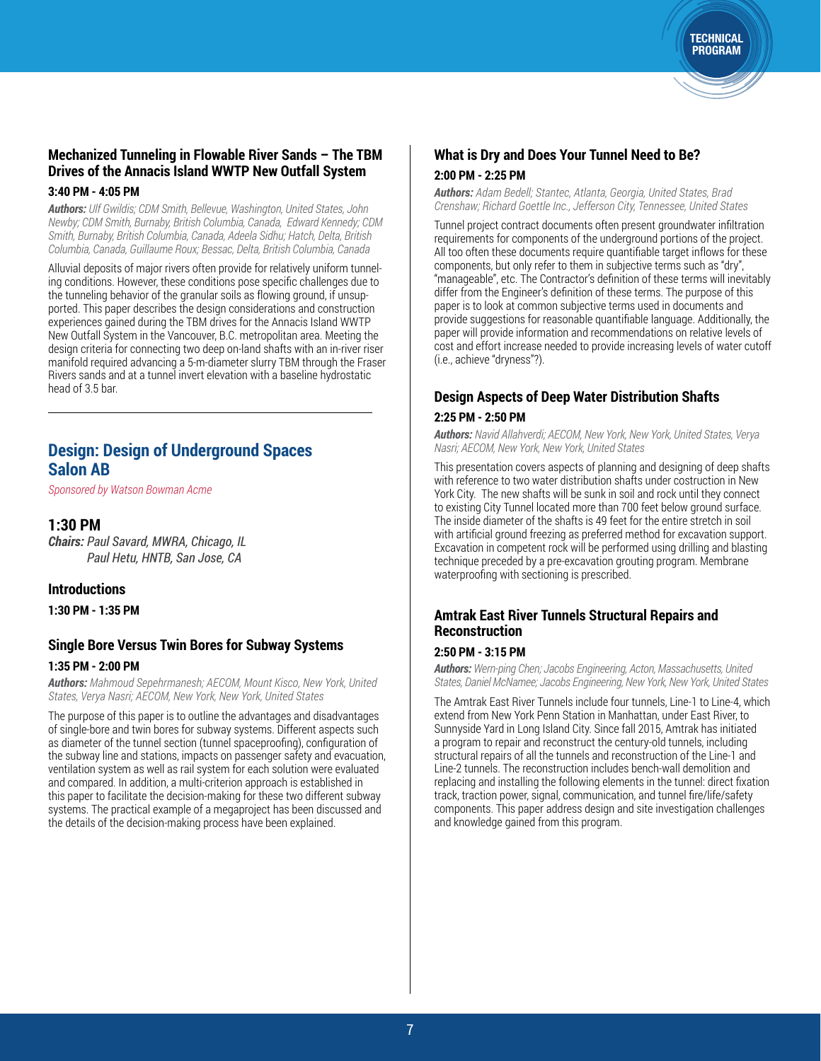### Mechanized Tunneling in Flowable River Sands – The TBM Drives of the Annacis Island WWTP New Outfall System

**3:40 PM - 4:05 PM**

***Authors:*** *Ulf Gwildis; CDM Smith, Bellevue, Washington, United States, John Newby; CDM Smith, Burnaby, British Columbia, Canada, Edward Kennedy; CDM Smith, Burnaby, British Columbia, Canada, Adeela Sidhu; Hatch, Delta, British Columbia, Canada, Guillaume Roux; Bessac, Delta, British Columbia, Canada*

Alluvial deposits of major rivers often provide for relatively uniform tunneling conditions. However, these conditions pose specific challenges due to the tunneling behavior of the granular soils as flowing ground, if unsupported. This paper describes the design considerations and construction experiences gained during the TBM drives for the Annacis Island WWTP New Outfall System in the Vancouver, B.C. metropolitan area. Meeting the design criteria for connecting two deep on-land shafts with an in-river riser manifold required advancing a 5-m-diameter slurry TBM through the Fraser Rivers sands and at a tunnel invert elevation with a baseline hydrostatic head of 3.5 bar.

---

## Design: Design of Underground Spaces Salon AB

*Sponsored by Watson Bowman Acme*

### 1:30 PM

***Chairs:*** *Paul Savard, MWRA, Chicago, IL*
*Paul Hetu, HNTB, San Jose, CA*

### Introductions

**1:30 PM - 1:35 PM**

### Single Bore Versus Twin Bores for Subway Systems

**1:35 PM - 2:00 PM**

***Authors:*** *Mahmoud Sepehrmanesh; AECOM, Mount Kisco, New York, United States, Verya Nasri; AECOM, New York, New York, United States*

The purpose of this paper is to outline the advantages and disadvantages of single-bore and twin bores for subway systems. Different aspects such as diameter of the tunnel section (tunnel spaceproofing), configuration of the subway line and stations, impacts on passenger safety and evacuation, ventilation system as well as rail system for each solution were evaluated and compared. In addition, a multi-criterion approach is established in this paper to facilitate the decision-making for these two different subway systems. The practical example of a megaproject has been discussed and the details of the decision-making process have been explained.

### What is Dry and Does Your Tunnel Need to Be?

**2:00 PM - 2:25 PM**

***Authors:*** *Adam Bedell; Stantec, Atlanta, Georgia, United States, Brad Crenshaw; Richard Goettle Inc., Jefferson City, Tennessee, United States*

Tunnel project contract documents often present groundwater infiltration requirements for components of the underground portions of the project. All too often these documents require quantifiable target inflows for these components, but only refer to them in subjective terms such as "dry", "manageable", etc. The Contractor's definition of these terms will inevitably differ from the Engineer's definition of these terms. The purpose of this paper is to look at common subjective terms used in documents and provide suggestions for reasonable quantifiable language. Additionally, the paper will provide information and recommendations on relative levels of cost and effort increase needed to provide increasing levels of water cutoff (i.e., achieve "dryness"?).

### Design Aspects of Deep Water Distribution Shafts

**2:25 PM - 2:50 PM**

***Authors:*** *Navid Allahverdi; AECOM, New York, New York, United States, Verya Nasri; AECOM, New York, New York, United States*

This presentation covers aspects of planning and designing of deep shafts with reference to two water distribution shafts under costruction in New York City. The new shafts will be sunk in soil and rock until they connect to existing City Tunnel located more than 700 feet below ground surface. The inside diameter of the shafts is 49 feet for the entire stretch in soil with artificial ground freezing as preferred method for excavation support. Excavation in competent rock will be performed using drilling and blasting technique preceded by a pre-excavation grouting program. Membrane waterproofing with sectioning is prescribed.

### Amtrak East River Tunnels Structural Repairs and Reconstruction

**2:50 PM - 3:15 PM**

***Authors:*** *Wern-ping Chen; Jacobs Engineering, Acton, Massachusetts, United States, Daniel McNamee; Jacobs Engineering, New York, New York, United States*

The Amtrak East River Tunnels include four tunnels, Line-1 to Line-4, which extend from New York Penn Station in Manhattan, under East River, to Sunnyside Yard in Long Island City. Since fall 2015, Amtrak has initiated a program to repair and reconstruct the century-old tunnels, including structural repairs of all the tunnels and reconstruction of the Line-1 and Line-2 tunnels. The reconstruction includes bench-wall demolition and replacing and installing the following elements in the tunnel: direct fixation track, traction power, signal, communication, and tunnel fire/life/safety components. This paper address design and site investigation challenges and knowledge gained from this program.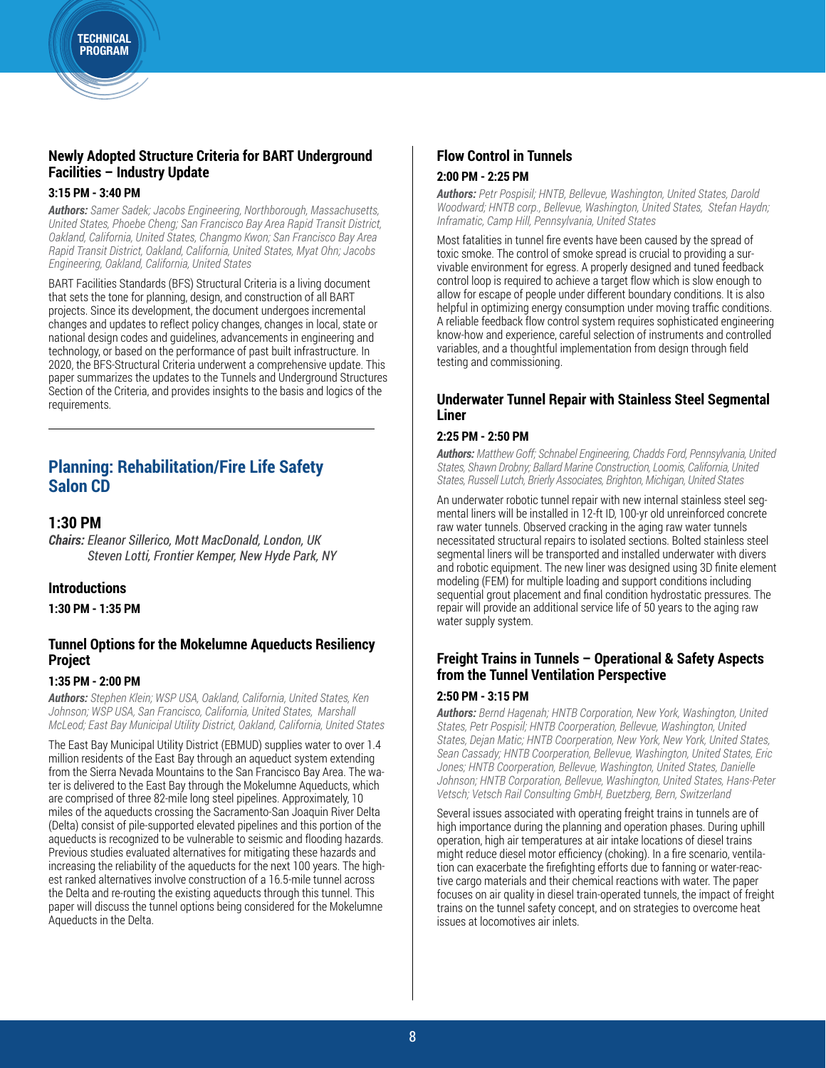### Newly Adopted Structure Criteria for BART Underground Facilities – Industry Update

**3:15 PM - 3:40 PM**

***Authors:*** *Samer Sadek; Jacobs Engineering, Northborough, Massachusetts, United States, Phoebe Cheng; San Francisco Bay Area Rapid Transit District, Oakland, California, United States, Changmo Kwon; San Francisco Bay Area Rapid Transit District, Oakland, California, United States, Myat Ohn; Jacobs Engineering, Oakland, California, United States*

BART Facilities Standards (BFS) Structural Criteria is a living document that sets the tone for planning, design, and construction of all BART projects. Since its development, the document undergoes incremental changes and updates to reflect policy changes, changes in local, state or national design codes and guidelines, advancements in engineering and technology, or based on the performance of past built infrastructure. In 2020, the BFS-Structural Criteria underwent a comprehensive update. This paper summarizes the updates to the Tunnels and Underground Structures Section of the Criteria, and provides insights to the basis and logics of the requirements.

---

## Planning: Rehabilitation/Fire Life Safety Salon CD

### 1:30 PM

***Chairs:*** *Eleanor Sillerico, Mott MacDonald, London, UK*
*Steven Lotti, Frontier Kemper, New Hyde Park, NY*

### Introductions

**1:30 PM - 1:35 PM**

### Tunnel Options for the Mokelumne Aqueducts Resiliency Project

**1:35 PM - 2:00 PM**

***Authors:*** *Stephen Klein; WSP USA, Oakland, California, United States, Ken Johnson; WSP USA, San Francisco, California, United States, Marshall McLeod; East Bay Municipal Utility District, Oakland, California, United States*

The East Bay Municipal Utility District (EBMUD) supplies water to over 1.4 million residents of the East Bay through an aqueduct system extending from the Sierra Nevada Mountains to the San Francisco Bay Area. The water is delivered to the East Bay through the Mokelumne Aqueducts, which are comprised of three 82-mile long steel pipelines. Approximately, 10 miles of the aqueducts crossing the Sacramento-San Joaquin River Delta (Delta) consist of pile-supported elevated pipelines and this portion of the aqueducts is recognized to be vulnerable to seismic and flooding hazards. Previous studies evaluated alternatives for mitigating these hazards and increasing the reliability of the aqueducts for the next 100 years. The highest ranked alternatives involve construction of a 16.5-mile tunnel across the Delta and re-routing the existing aqueducts through this tunnel. This paper will discuss the tunnel options being considered for the Mokelumne Aqueducts in the Delta.

### Flow Control in Tunnels

**2:00 PM - 2:25 PM**

***Authors:*** *Petr Pospisil; HNTB, Bellevue, Washington, United States, Darold Woodward; HNTB corp., Bellevue, Washington, United States, Stefan Haydn; Inframatic, Camp Hill, Pennsylvania, United States*

Most fatalities in tunnel fire events have been caused by the spread of toxic smoke. The control of smoke spread is crucial to providing a survivable environment for egress. A properly designed and tuned feedback control loop is required to achieve a target flow which is slow enough to allow for escape of people under different boundary conditions. It is also helpful in optimizing energy consumption under moving traffic conditions. A reliable feedback flow control system requires sophisticated engineering know-how and experience, careful selection of instruments and controlled variables, and a thoughtful implementation from design through field testing and commissioning.

### Underwater Tunnel Repair with Stainless Steel Segmental Liner

**2:25 PM - 2:50 PM**

***Authors:*** *Matthew Goff; Schnabel Engineering, Chadds Ford, Pennsylvania, United States, Shawn Drobny; Ballard Marine Construction, Loomis, California, United States, Russell Lutch, Brierly Associates, Brighton, Michigan, United States*

An underwater robotic tunnel repair with new internal stainless steel segmental liners will be installed in 12-ft ID, 100-yr old unreinforced concrete raw water tunnels. Observed cracking in the aging raw water tunnels necessitated structural repairs to isolated sections. Bolted stainless steel segmental liners will be transported and installed underwater with divers and robotic equipment. The new liner was designed using 3D finite element modeling (FEM) for multiple loading and support conditions including sequential grout placement and final condition hydrostatic pressures. The repair will provide an additional service life of 50 years to the aging raw water supply system.

### Freight Trains in Tunnels – Operational & Safety Aspects from the Tunnel Ventilation Perspective

**2:50 PM - 3:15 PM**

***Authors:*** *Bernd Hagenah; HNTB Corporation, New York, Washington, United States, Petr Pospisil; HNTB Coorperation, Bellevue, Washington, United States, Dejan Matic; HNTB Coorperation, New York, New York, United States, Sean Cassady; HNTB Coorperation, Bellevue, Washington, United States, Eric Jones; HNTB Coorperation, Bellevue, Washington, United States, Danielle Johnson; HNTB Corporation, Bellevue, Washington, United States, Hans-Peter Vetsch; Vetsch Rail Consulting GmbH, Buetzberg, Bern, Switzerland*

Several issues associated with operating freight trains in tunnels are of high importance during the planning and operation phases. During uphill operation, high air temperatures at air intake locations of diesel trains might reduce diesel motor efficiency (choking). In a fire scenario, ventilation can exacerbate the firefighting efforts due to fanning or water-reactive cargo materials and their chemical reactions with water. The paper focuses on air quality in diesel train-operated tunnels, the impact of freight trains on the tunnel safety concept, and on strategies to overcome heat issues at locomotives air inlets.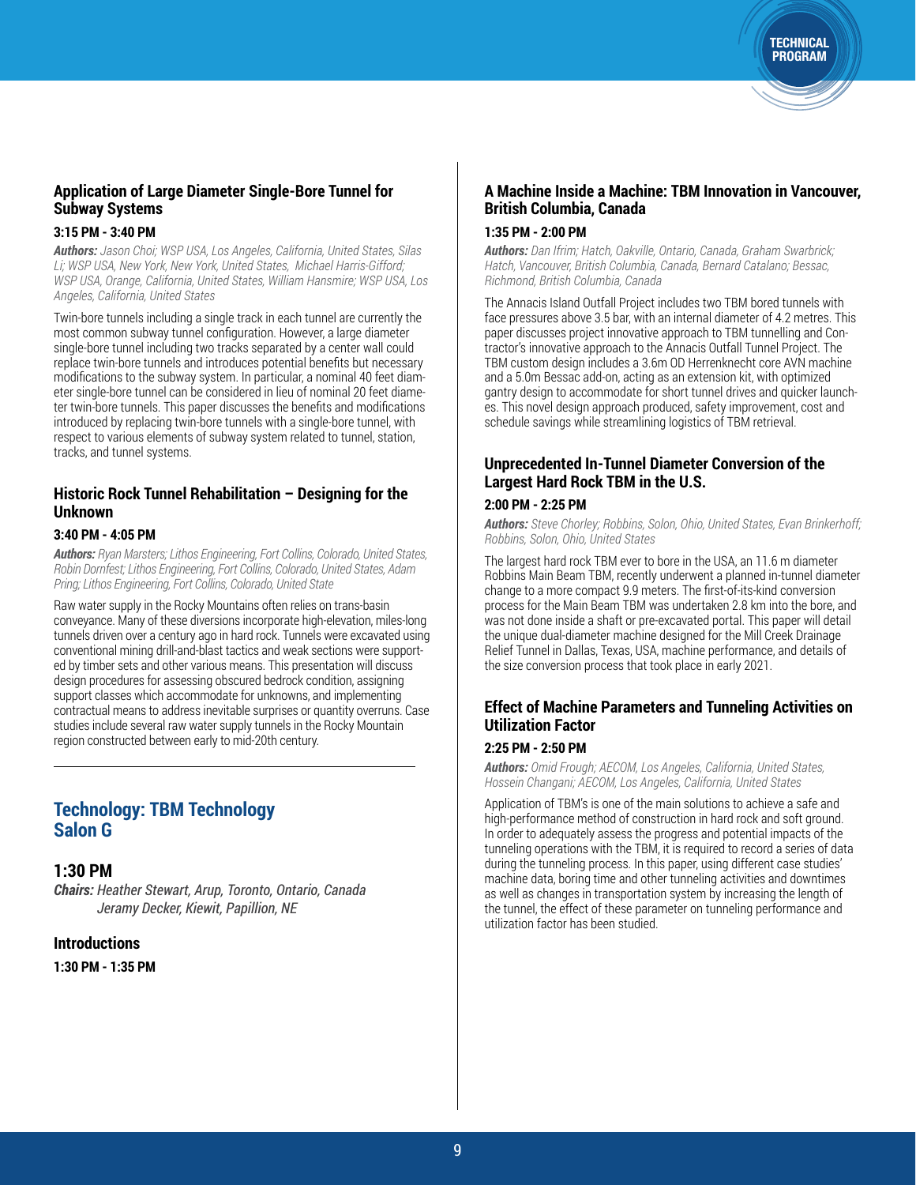### Application of Large Diameter Single-Bore Tunnel for Subway Systems

**3:15 PM - 3:40 PM**

***Authors:*** *Jason Choi; WSP USA, Los Angeles, California, United States, Silas Li; WSP USA, New York, New York, United States, Michael Harris-Gifford; WSP USA, Orange, California, United States, William Hansmire; WSP USA, Los Angeles, California, United States*

Twin-bore tunnels including a single track in each tunnel are currently the most common subway tunnel configuration. However, a large diameter single-bore tunnel including two tracks separated by a center wall could replace twin-bore tunnels and introduces potential benefits but necessary modifications to the subway system. In particular, a nominal 40 feet diameter single-bore tunnel can be considered in lieu of nominal 20 feet diameter twin-bore tunnels. This paper discusses the benefits and modifications introduced by replacing twin-bore tunnels with a single-bore tunnel, with respect to various elements of subway system related to tunnel, station, tracks, and tunnel systems.

### Historic Rock Tunnel Rehabilitation – Designing for the Unknown

**3:40 PM - 4:05 PM**

***Authors:*** *Ryan Marsters; Lithos Engineering, Fort Collins, Colorado, United States, Robin Dornfest; Lithos Engineering, Fort Collins, Colorado, United States, Adam Pring; Lithos Engineering, Fort Collins, Colorado, United State*

Raw water supply in the Rocky Mountains often relies on trans-basin conveyance. Many of these diversions incorporate high-elevation, miles-long tunnels driven over a century ago in hard rock. Tunnels were excavated using conventional mining drill-and-blast tactics and weak sections were supported by timber sets and other various means. This presentation will discuss design procedures for assessing obscured bedrock condition, assigning support classes which accommodate for unknowns, and implementing contractual means to address inevitable surprises or quantity overruns. Case studies include several raw water supply tunnels in the Rocky Mountain region constructed between early to mid-20th century.

## Technology: TBM Technology Salon G

### 1:30 PM

***Chairs:*** *Heather Stewart, Arup, Toronto, Ontario, Canada*
*Jeramy Decker, Kiewit, Papillion, NE*

### Introductions

**1:30 PM - 1:35 PM**

### A Machine Inside a Machine: TBM Innovation in Vancouver, British Columbia, Canada

**1:35 PM - 2:00 PM**

***Authors:*** *Dan Ifrim; Hatch, Oakville, Ontario, Canada, Graham Swarbrick; Hatch, Vancouver, British Columbia, Canada, Bernard Catalano; Bessac, Richmond, British Columbia, Canada*

The Annacis Island Outfall Project includes two TBM bored tunnels with face pressures above 3.5 bar, with an internal diameter of 4.2 metres. This paper discusses project innovative approach to TBM tunnelling and Contractor's innovative approach to the Annacis Outfall Tunnel Project. The TBM custom design includes a 3.6m OD Herrenknecht core AVN machine and a 5.0m Bessac add-on, acting as an extension kit, with optimized gantry design to accommodate for short tunnel drives and quicker launches. This novel design approach produced, safety improvement, cost and schedule savings while streamlining logistics of TBM retrieval.

### Unprecedented In-Tunnel Diameter Conversion of the Largest Hard Rock TBM in the U.S.

**2:00 PM - 2:25 PM**

***Authors:*** *Steve Chorley; Robbins, Solon, Ohio, United States, Evan Brinkerhoff; Robbins, Solon, Ohio, United States*

The largest hard rock TBM ever to bore in the USA, an 11.6 m diameter Robbins Main Beam TBM, recently underwent a planned in-tunnel diameter change to a more compact 9.9 meters. The first-of-its-kind conversion process for the Main Beam TBM was undertaken 2.8 km into the bore, and was not done inside a shaft or pre-excavated portal. This paper will detail the unique dual-diameter machine designed for the Mill Creek Drainage Relief Tunnel in Dallas, Texas, USA, machine performance, and details of the size conversion process that took place in early 2021.

### Effect of Machine Parameters and Tunneling Activities on Utilization Factor

**2:25 PM - 2:50 PM**

***Authors:*** *Omid Frough; AECOM, Los Angeles, California, United States, Hossein Changani; AECOM, Los Angeles, California, United States*

Application of TBM's is one of the main solutions to achieve a safe and high-performance method of construction in hard rock and soft ground. In order to adequately assess the progress and potential impacts of the tunneling operations with the TBM, it is required to record a series of data during the tunneling process. In this paper, using different case studies' machine data, boring time and other tunneling activities and downtimes as well as changes in transportation system by increasing the length of the tunnel, the effect of these parameter on tunneling performance and utilization factor has been studied.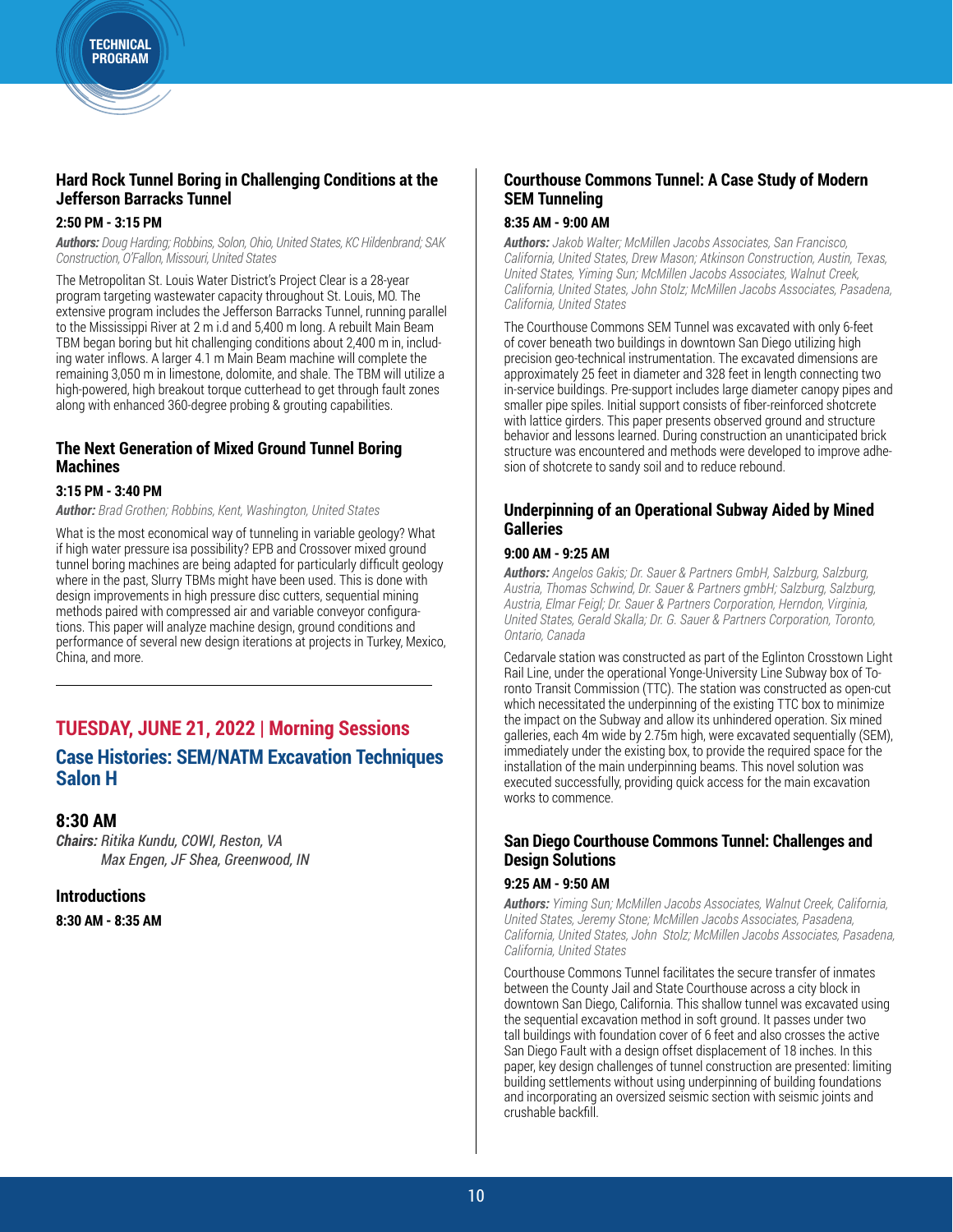### Hard Rock Tunnel Boring in Challenging Conditions at the Jefferson Barracks Tunnel

**2:50 PM - 3:15 PM**

***Authors:*** *Doug Harding; Robbins, Solon, Ohio, United States, KC Hildenbrand; SAK Construction, O'Fallon, Missouri, United States*

The Metropolitan St. Louis Water District's Project Clear is a 28-year program targeting wastewater capacity throughout St. Louis, MO. The extensive program includes the Jefferson Barracks Tunnel, running parallel to the Mississippi River at 2 m i.d and 5,400 m long. A rebuilt Main Beam TBM began boring but hit challenging conditions about 2,400 m in, including water inflows. A larger 4.1 m Main Beam machine will complete the remaining 3,050 m in limestone, dolomite, and shale. The TBM will utilize a high-powered, high breakout torque cutterhead to get through fault zones along with enhanced 360-degree probing & grouting capabilities.

### The Next Generation of Mixed Ground Tunnel Boring Machines

**3:15 PM - 3:40 PM**

***Author:*** *Brad Grothen; Robbins, Kent, Washington, United States*

What is the most economical way of tunneling in variable geology? What if high water pressure isa possibility? EPB and Crossover mixed ground tunnel boring machines are being adapted for particularly difficult geology where in the past, Slurry TBMs might have been used. This is done with design improvements in high pressure disc cutters, sequential mining methods paired with compressed air and variable conveyor configurations. This paper will analyze machine design, ground conditions and performance of several new design iterations at projects in Turkey, Mexico, China, and more.

---

## TUESDAY, JUNE 21, 2022 | Morning Sessions

## Case Histories: SEM/NATM Excavation Techniques Salon H

### 8:30 AM

***Chairs:*** *Ritika Kundu, COWI, Reston, VA*
*Max Engen, JF Shea, Greenwood, IN*

### Introductions

**8:30 AM - 8:35 AM**

### Courthouse Commons Tunnel: A Case Study of Modern SEM Tunneling

**8:35 AM - 9:00 AM**

***Authors:*** *Jakob Walter; McMillen Jacobs Associates, San Francisco, California, United States, Drew Mason; Atkinson Construction, Austin, Texas, United States, Yiming Sun; McMillen Jacobs Associates, Walnut Creek, California, United States, John Stolz; McMillen Jacobs Associates, Pasadena, California, United States*

The Courthouse Commons SEM Tunnel was excavated with only 6-feet of cover beneath two buildings in downtown San Diego utilizing high precision geo-technical instrumentation. The excavated dimensions are approximately 25 feet in diameter and 328 feet in length connecting two in-service buildings. Pre-support includes large diameter canopy pipes and smaller pipe spiles. Initial support consists of fiber-reinforced shotcrete with lattice girders. This paper presents observed ground and structure behavior and lessons learned. During construction an unanticipated brick structure was encountered and methods were developed to improve adhesion of shotcrete to sandy soil and to reduce rebound.

### Underpinning of an Operational Subway Aided by Mined Galleries

**9:00 AM - 9:25 AM**

***Authors:*** *Angelos Gakis; Dr. Sauer & Partners GmbH, Salzburg, Salzburg, Austria, Thomas Schwind, Dr. Sauer & Partners gmbH; Salzburg, Salzburg, Austria, Elmar Feigl; Dr. Sauer & Partners Corporation, Herndon, Virginia, United States, Gerald Skalla; Dr. G. Sauer & Partners Corporation, Toronto, Ontario, Canada*

Cedarvale station was constructed as part of the Eglinton Crosstown Light Rail Line, under the operational Yonge-University Line Subway box of Toronto Transit Commission (TTC). The station was constructed as open-cut which necessitated the underpinning of the existing TTC box to minimize the impact on the Subway and allow its unhindered operation. Six mined galleries, each 4m wide by 2.75m high, were excavated sequentially (SEM), immediately under the existing box, to provide the required space for the installation of the main underpinning beams. This novel solution was executed successfully, providing quick access for the main excavation works to commence.

### San Diego Courthouse Commons Tunnel: Challenges and Design Solutions

**9:25 AM - 9:50 AM**

***Authors:*** *Yiming Sun; McMillen Jacobs Associates, Walnut Creek, California, United States, Jeremy Stone; McMillen Jacobs Associates, Pasadena, California, United States, John Stolz; McMillen Jacobs Associates, Pasadena, California, United States*

Courthouse Commons Tunnel facilitates the secure transfer of inmates between the County Jail and State Courthouse across a city block in downtown San Diego, California. This shallow tunnel was excavated using the sequential excavation method in soft ground. It passes under two tall buildings with foundation cover of 6 feet and also crosses the active San Diego Fault with a design offset displacement of 18 inches. In this paper, key design challenges of tunnel construction are presented: limiting building settlements without using underpinning of building foundations and incorporating an oversized seismic section with seismic joints and crushable backfill.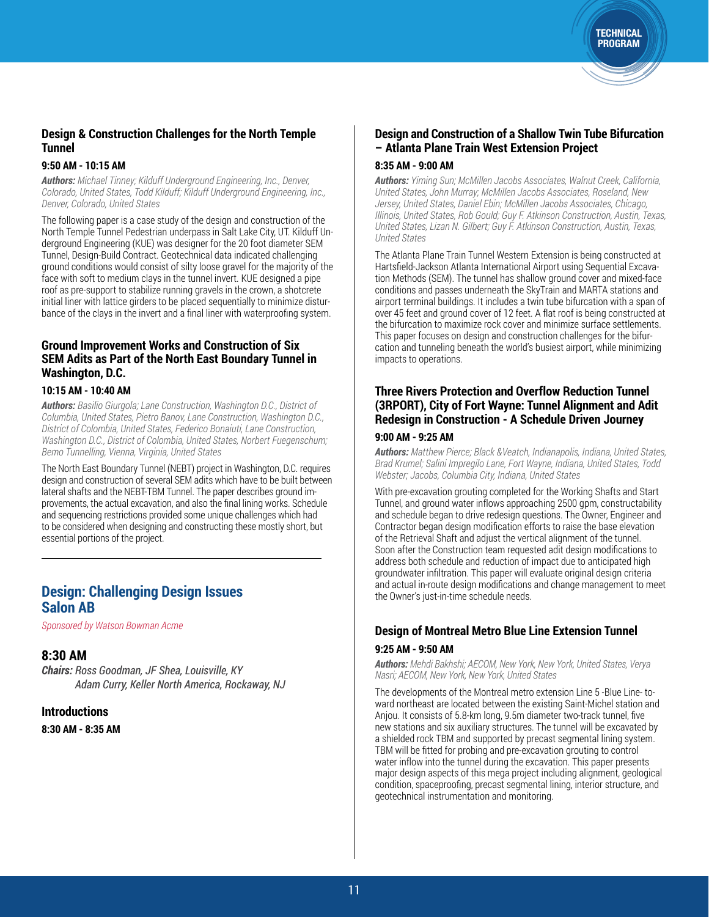### Design & Construction Challenges for the North Temple Tunnel

**9:50 AM - 10:15 AM**

***Authors:*** *Michael Tinney; Kilduff Underground Engineering, Inc., Denver, Colorado, United States, Todd Kilduff; Kilduff Underground Engineering, Inc., Denver, Colorado, United States*

The following paper is a case study of the design and construction of the North Temple Tunnel Pedestrian underpass in Salt Lake City, UT. Kilduff Underground Engineering (KUE) was designer for the 20 foot diameter SEM Tunnel, Design-Build Contract. Geotechnical data indicated challenging ground conditions would consist of silty loose gravel for the majority of the face with soft to medium clays in the tunnel invert. KUE designed a pipe roof as pre-support to stabilize running gravels in the crown, a shotcrete initial liner with lattice girders to be placed sequentially to minimize disturbance of the clays in the invert and a final liner with waterproofing system.

### Ground Improvement Works and Construction of Six SEM Adits as Part of the North East Boundary Tunnel in Washington, D.C.

**10:15 AM - 10:40 AM**

***Authors:*** *Basilio Giurgola; Lane Construction, Washington D.C., District of Columbia, United States, Pietro Banov, Lane Construction, Washington D.C., District of Colombia, United States, Federico Bonaiuti, Lane Construction, Washington D.C., District of Colombia, United States, Norbert Fuegenschum; Bemo Tunnelling, Vienna, Virginia, United States*

The North East Boundary Tunnel (NEBT) project in Washington, D.C. requires design and construction of several SEM adits which have to be built between lateral shafts and the NEBT-TBM Tunnel. The paper describes ground improvements, the actual excavation, and also the final lining works. Schedule and sequencing restrictions provided some unique challenges which had to be considered when designing and constructing these mostly short, but essential portions of the project.

## Design: Challenging Design Issues Salon AB

*Sponsored by Watson Bowman Acme*

### 8:30 AM

***Chairs:*** *Ross Goodman, JF Shea, Louisville, KY*
*Adam Curry, Keller North America, Rockaway, NJ*

### Introductions

**8:30 AM - 8:35 AM**

### Design and Construction of a Shallow Twin Tube Bifurcation – Atlanta Plane Train West Extension Project

**8:35 AM - 9:00 AM**

***Authors:*** *Yiming Sun; McMillen Jacobs Associates, Walnut Creek, California, United States, John Murray; McMillen Jacobs Associates, Roseland, New Jersey, United States, Daniel Ebin; McMillen Jacobs Associates, Chicago, Illinois, United States, Rob Gould; Guy F. Atkinson Construction, Austin, Texas, United States, Lizan N. Gilbert; Guy F. Atkinson Construction, Austin, Texas, United States*

The Atlanta Plane Train Tunnel Western Extension is being constructed at Hartsfield-Jackson Atlanta International Airport using Sequential Excavation Methods (SEM). The tunnel has shallow ground cover and mixed-face conditions and passes underneath the SkyTrain and MARTA stations and airport terminal buildings. It includes a twin tube bifurcation with a span of over 45 feet and ground cover of 12 feet. A flat roof is being constructed at the bifurcation to maximize rock cover and minimize surface settlements. This paper focuses on design and construction challenges for the bifurcation and tunneling beneath the world's busiest airport, while minimizing impacts to operations.

### Three Rivers Protection and Overflow Reduction Tunnel (3RPORT), City of Fort Wayne: Tunnel Alignment and Adit Redesign in Construction - A Schedule Driven Journey

**9:00 AM - 9:25 AM**

***Authors:*** *Matthew Pierce; Black &Veatch, Indianapolis, Indiana, United States, Brad Krumel; Salini Impregilo Lane, Fort Wayne, Indiana, United States, Todd Webster; Jacobs, Columbia City, Indiana, United States*

With pre-excavation grouting completed for the Working Shafts and Start Tunnel, and ground water inflows approaching 2500 gpm, constructability and schedule began to drive redesign questions. The Owner, Engineer and Contractor began design modification efforts to raise the base elevation of the Retrieval Shaft and adjust the vertical alignment of the tunnel. Soon after the Construction team requested adit design modifications to address both schedule and reduction of impact due to anticipated high groundwater infiltration. This paper will evaluate original design criteria and actual in-route design modifications and change management to meet the Owner's just-in-time schedule needs.

### Design of Montreal Metro Blue Line Extension Tunnel

**9:25 AM - 9:50 AM**

***Authors:*** *Mehdi Bakhshi; AECOM, New York, New York, United States, Verya Nasri; AECOM, New York, New York, United States*

The developments of the Montreal metro extension Line 5 -Blue Line- toward northeast are located between the existing Saint-Michel station and Anjou. It consists of 5.8-km long, 9.5m diameter two-track tunnel, five new stations and six auxiliary structures. The tunnel will be excavated by a shielded rock TBM and supported by precast segmental lining system. TBM will be fitted for probing and pre-excavation grouting to control water inflow into the tunnel during the excavation. This paper presents major design aspects of this mega project including alignment, geological condition, spaceproofing, precast segmental lining, interior structure, and geotechnical instrumentation and monitoring.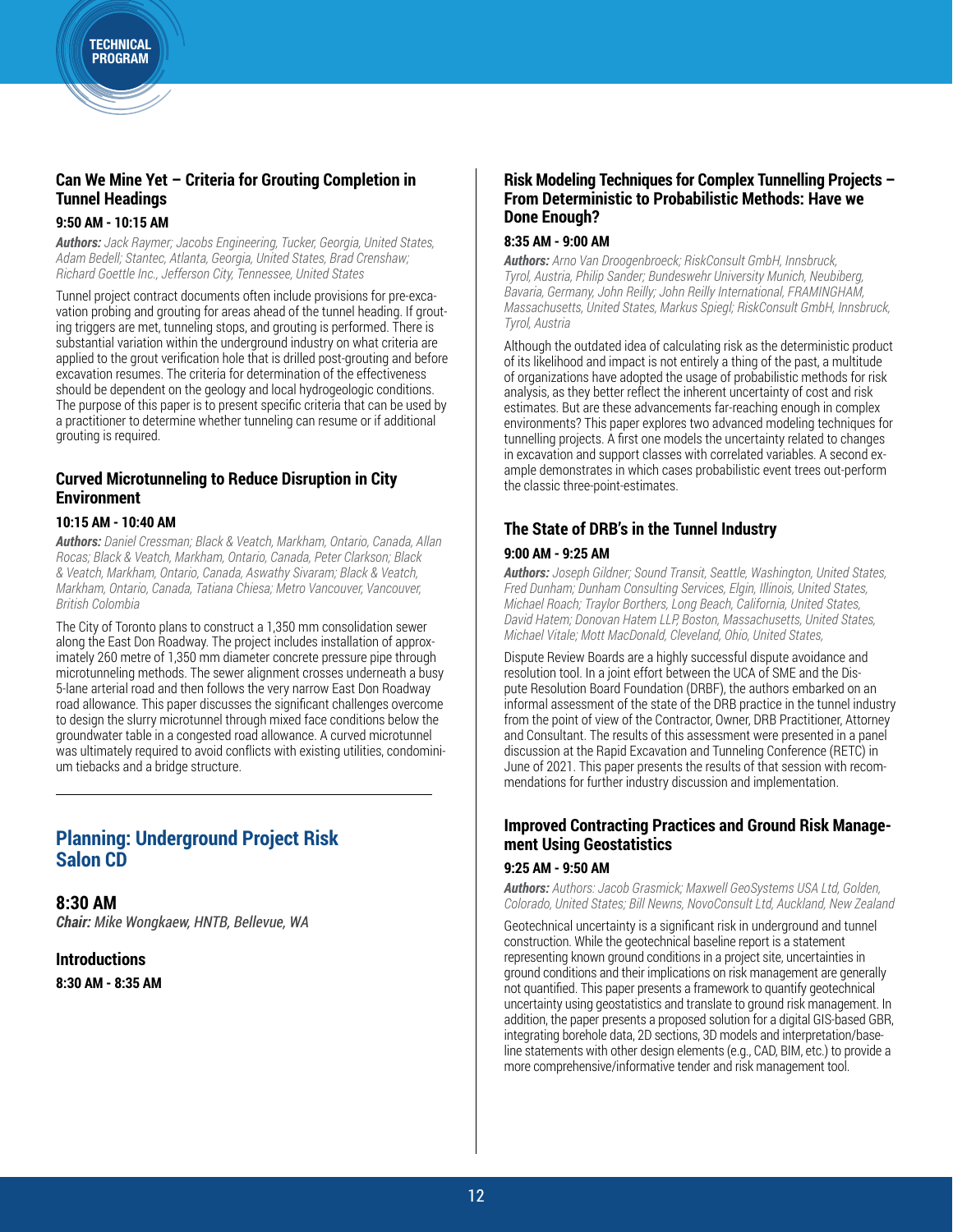### Can We Mine Yet – Criteria for Grouting Completion in Tunnel Headings

**9:50 AM - 10:15 AM**

***Authors:*** *Jack Raymer; Jacobs Engineering, Tucker, Georgia, United States, Adam Bedell; Stantec, Atlanta, Georgia, United States, Brad Crenshaw; Richard Goettle Inc., Jefferson City, Tennessee, United States*

Tunnel project contract documents often include provisions for pre-excavation probing and grouting for areas ahead of the tunnel heading. If grouting triggers are met, tunneling stops, and grouting is performed. There is substantial variation within the underground industry on what criteria are applied to the grout verification hole that is drilled post-grouting and before excavation resumes. The criteria for determination of the effectiveness should be dependent on the geology and local hydrogeologic conditions. The purpose of this paper is to present specific criteria that can be used by a practitioner to determine whether tunneling can resume or if additional grouting is required.

### Curved Microtunneling to Reduce Disruption in City Environment

**10:15 AM - 10:40 AM**

***Authors:*** *Daniel Cressman; Black & Veatch, Markham, Ontario, Canada, Allan Rocas; Black & Veatch, Markham, Ontario, Canada, Peter Clarkson; Black & Veatch, Markham, Ontario, Canada, Aswathy Sivaram; Black & Veatch, Markham, Ontario, Canada, Tatiana Chiesa; Metro Vancouver, Vancouver, British Colombia*

The City of Toronto plans to construct a 1,350 mm consolidation sewer along the East Don Roadway. The project includes installation of approximately 260 metre of 1,350 mm diameter concrete pressure pipe through microtunneling methods. The sewer alignment crosses underneath a busy 5-lane arterial road and then follows the very narrow East Don Roadway road allowance. This paper discusses the significant challenges overcome to design the slurry microtunnel through mixed face conditions below the groundwater table in a congested road allowance. A curved microtunnel was ultimately required to avoid conflicts with existing utilities, condominium tiebacks and a bridge structure.

---

## Planning: Underground Project Risk
## Salon CD

### 8:30 AM

***Chair:*** *Mike Wongkaew, HNTB, Bellevue, WA*

### Introductions

**8:30 AM - 8:35 AM**

### Risk Modeling Techniques for Complex Tunnelling Projects – From Deterministic to Probabilistic Methods: Have we Done Enough?

**8:35 AM - 9:00 AM**

***Authors:*** *Arno Van Droogenbroeck; RiskConsult GmbH, Innsbruck, Tyrol, Austria, Philip Sander; Bundeswehr University Munich, Neubiberg, Bavaria, Germany, John Reilly; John Reilly International, FRAMINGHAM, Massachusetts, United States, Markus Spiegl; RiskConsult GmbH, Innsbruck, Tyrol, Austria*

Although the outdated idea of calculating risk as the deterministic product of its likelihood and impact is not entirely a thing of the past, a multitude of organizations have adopted the usage of probabilistic methods for risk analysis, as they better reflect the inherent uncertainty of cost and risk estimates. But are these advancements far-reaching enough in complex environments? This paper explores two advanced modeling techniques for tunnelling projects. A first one models the uncertainty related to changes in excavation and support classes with correlated variables. A second example demonstrates in which cases probabilistic event trees out-perform the classic three-point-estimates.

### The State of DRB's in the Tunnel Industry

**9:00 AM - 9:25 AM**

***Authors:*** *Joseph Gildner; Sound Transit, Seattle, Washington, United States, Fred Dunham; Dunham Consulting Services, Elgin, Illinois, United States, Michael Roach; Traylor Borthers, Long Beach, California, United States, David Hatem; Donovan Hatem LLP, Boston, Massachusetts, United States, Michael Vitale; Mott MacDonald, Cleveland, Ohio, United States,*

Dispute Review Boards are a highly successful dispute avoidance and resolution tool. In a joint effort between the UCA of SME and the Dispute Resolution Board Foundation (DRBF), the authors embarked on an informal assessment of the state of the DRB practice in the tunnel industry from the point of view of the Contractor, Owner, DRB Practitioner, Attorney and Consultant. The results of this assessment were presented in a panel discussion at the Rapid Excavation and Tunneling Conference (RETC) in June of 2021. This paper presents the results of that session with recommendations for further industry discussion and implementation.

### Improved Contracting Practices and Ground Risk Management Using Geostatistics

**9:25 AM - 9:50 AM**

***Authors:*** *Authors: Jacob Grasmick; Maxwell GeoSystems USA Ltd, Golden, Colorado, United States; Bill Newns, NovoConsult Ltd, Auckland, New Zealand*

Geotechnical uncertainty is a significant risk in underground and tunnel construction. While the geotechnical baseline report is a statement representing known ground conditions in a project site, uncertainties in ground conditions and their implications on risk management are generally not quantified. This paper presents a framework to quantify geotechnical uncertainty using geostatistics and translate to ground risk management. In addition, the paper presents a proposed solution for a digital GIS-based GBR, integrating borehole data, 2D sections, 3D models and interpretation/baseline statements with other design elements (e.g., CAD, BIM, etc.) to provide a more comprehensive/informative tender and risk management tool.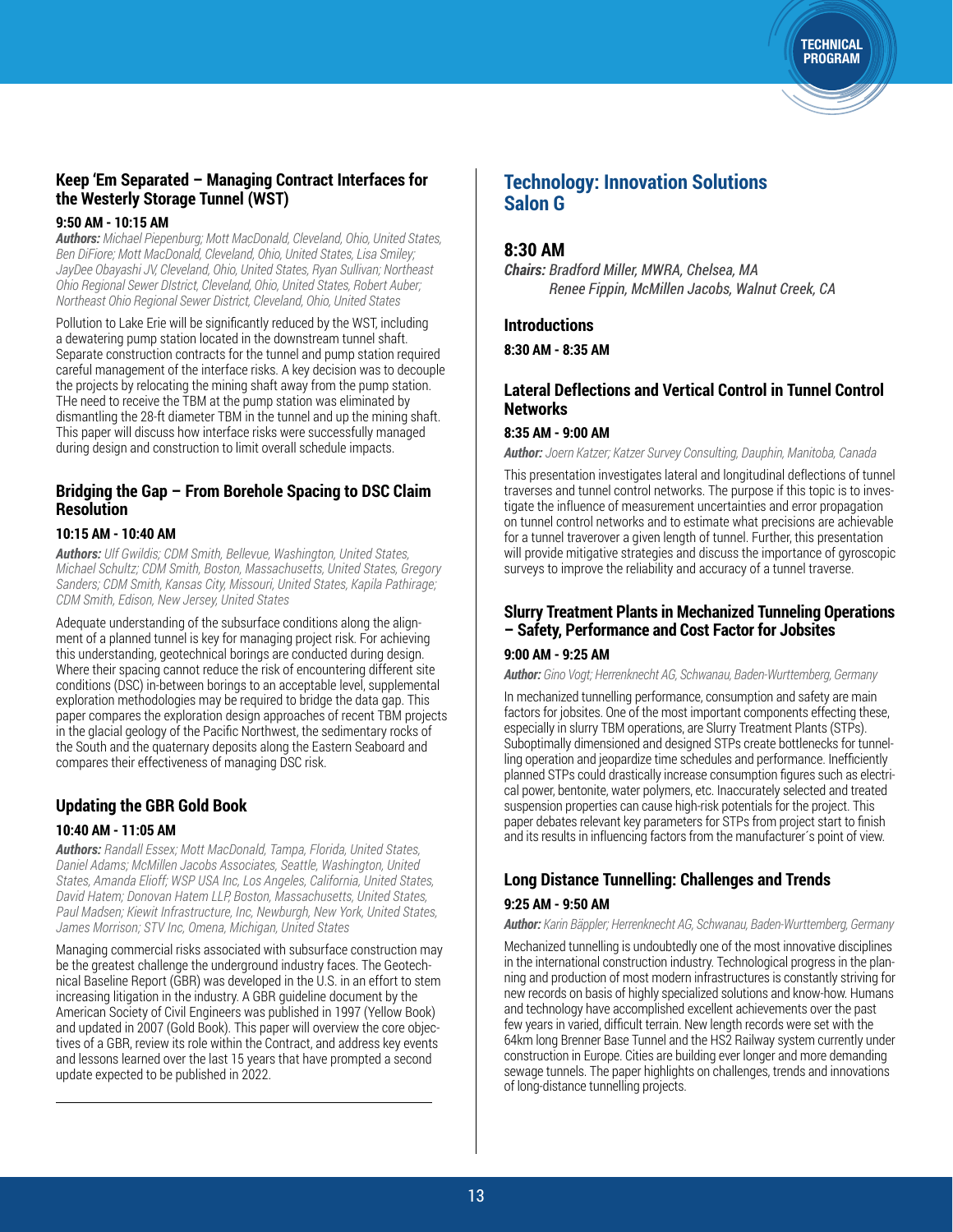### Keep 'Em Separated – Managing Contract Interfaces for the Westerly Storage Tunnel (WST)

**9:50 AM - 10:15 AM**

***Authors:*** *Michael Piepenburg; Mott MacDonald, Cleveland, Ohio, United States, Ben DiFiore; Mott MacDonald, Cleveland, Ohio, United States, Lisa Smiley; JayDee Obayashi JV, Cleveland, Ohio, United States, Ryan Sullivan; Northeast Ohio Regional Sewer DIstrict, Cleveland, Ohio, United States, Robert Auber; Northeast Ohio Regional Sewer District, Cleveland, Ohio, United States*

Pollution to Lake Erie will be significantly reduced by the WST, including a dewatering pump station located in the downstream tunnel shaft. Separate construction contracts for the tunnel and pump station required careful management of the interface risks. A key decision was to decouple the projects by relocating the mining shaft away from the pump station. THe need to receive the TBM at the pump station was eliminated by dismantling the 28-ft diameter TBM in the tunnel and up the mining shaft. This paper will discuss how interface risks were successfully managed during design and construction to limit overall schedule impacts.

### Bridging the Gap – From Borehole Spacing to DSC Claim Resolution

**10:15 AM - 10:40 AM**

***Authors:*** *Ulf Gwildis; CDM Smith, Bellevue, Washington, United States, Michael Schultz; CDM Smith, Boston, Massachusetts, United States, Gregory Sanders; CDM Smith, Kansas City, Missouri, United States, Kapila Pathirage; CDM Smith, Edison, New Jersey, United States*

Adequate understanding of the subsurface conditions along the alignment of a planned tunnel is key for managing project risk. For achieving this understanding, geotechnical borings are conducted during design. Where their spacing cannot reduce the risk of encountering different site conditions (DSC) in-between borings to an acceptable level, supplemental exploration methodologies may be required to bridge the data gap. This paper compares the exploration design approaches of recent TBM projects in the glacial geology of the Pacific Northwest, the sedimentary rocks of the South and the quaternary deposits along the Eastern Seaboard and compares their effectiveness of managing DSC risk.

### Updating the GBR Gold Book

**10:40 AM - 11:05 AM**

***Authors:*** *Randall Essex; Mott MacDonald, Tampa, Florida, United States, Daniel Adams; McMillen Jacobs Associates, Seattle, Washington, United States, Amanda Elioff; WSP USA Inc, Los Angeles, California, United States, David Hatem; Donovan Hatem LLP, Boston, Massachusetts, United States, Paul Madsen; Kiewit Infrastructure, Inc, Newburgh, New York, United States, James Morrison; STV Inc, Omena, Michigan, United States*

Managing commercial risks associated with subsurface construction may be the greatest challenge the underground industry faces. The Geotechnical Baseline Report (GBR) was developed in the U.S. in an effort to stem increasing litigation in the industry. A GBR guideline document by the American Society of Civil Engineers was published in 1997 (Yellow Book) and updated in 2007 (Gold Book). This paper will overview the core objectives of a GBR, review its role within the Contract, and address key events and lessons learned over the last 15 years that have prompted a second update expected to be published in 2022.

## Technology: Innovation Solutions Salon G

### 8:30 AM

***Chairs:*** *Bradford Miller, MWRA, Chelsea, MA*
*Renee Fippin, McMillen Jacobs, Walnut Creek, CA*

### Introductions

**8:30 AM - 8:35 AM**

### Lateral Deflections and Vertical Control in Tunnel Control Networks

**8:35 AM - 9:00 AM**

***Author:*** *Joern Katzer; Katzer Survey Consulting, Dauphin, Manitoba, Canada*

This presentation investigates lateral and longitudinal deflections of tunnel traverses and tunnel control networks. The purpose if this topic is to investigate the influence of measurement uncertainties and error propagation on tunnel control networks and to estimate what precisions are achievable for a tunnel traverover a given length of tunnel. Further, this presentation will provide mitigative strategies and discuss the importance of gyroscopic surveys to improve the reliability and accuracy of a tunnel traverse.

### Slurry Treatment Plants in Mechanized Tunneling Operations – Safety, Performance and Cost Factor for Jobsites

**9:00 AM - 9:25 AM**

***Author:*** *Gino Vogt; Herrenknecht AG, Schwanau, Baden-Wurttemberg, Germany*

In mechanized tunnelling performance, consumption and safety are main factors for jobsites. One of the most important components effecting these, especially in slurry TBM operations, are Slurry Treatment Plants (STPs). Suboptimally dimensioned and designed STPs create bottlenecks for tunnelling operation and jeopardize time schedules and performance. Inefficiently planned STPs could drastically increase consumption figures such as electrical power, bentonite, water polymers, etc. Inaccurately selected and treated suspension properties can cause high-risk potentials for the project. This paper debates relevant key parameters for STPs from project start to finish and its results in influencing factors from the manufacturer´s point of view.

### Long Distance Tunnelling: Challenges and Trends

**9:25 AM - 9:50 AM**

***Author:*** *Karin Bäppler; Herrenknecht AG, Schwanau, Baden-Wurttemberg, Germany*

Mechanized tunnelling is undoubtedly one of the most innovative disciplines in the international construction industry. Technological progress in the planning and production of most modern infrastructures is constantly striving for new records on basis of highly specialized solutions and know-how. Humans and technology have accomplished excellent achievements over the past few years in varied, difficult terrain. New length records were set with the 64km long Brenner Base Tunnel and the HS2 Railway system currently under construction in Europe. Cities are building ever longer and more demanding sewage tunnels. The paper highlights on challenges, trends and innovations of long-distance tunnelling projects.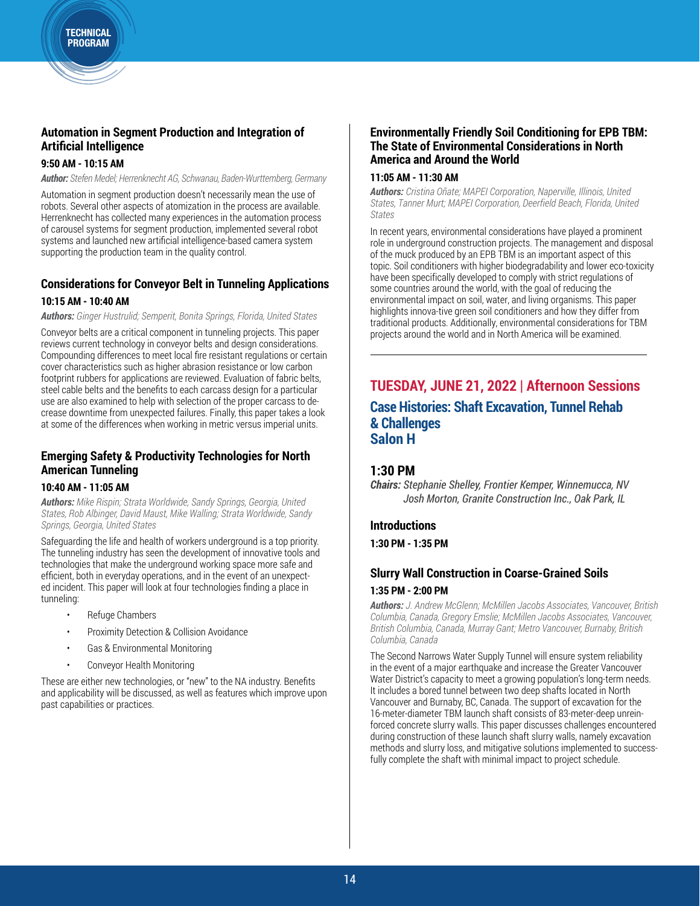### Automation in Segment Production and Integration of Artificial Intelligence

**9:50 AM - 10:15 AM**

***Author:*** *Stefen Medel; Herrenknecht AG, Schwanau, Baden-Wurttemberg, Germany*

Automation in segment production doesn't necessarily mean the use of robots. Several other aspects of atomization in the process are available. Herrenknecht has collected many experiences in the automation process of carousel systems for segment production, implemented several robot systems and launched new artificial intelligence-based camera system supporting the production team in the quality control.

### Considerations for Conveyor Belt in Tunneling Applications

**10:15 AM - 10:40 AM**

***Authors:*** *Ginger Hustrulid; Semperit, Bonita Springs, Florida, United States*

Conveyor belts are a critical component in tunneling projects. This paper reviews current technology in conveyor belts and design considerations. Compounding differences to meet local fire resistant regulations or certain cover characteristics such as higher abrasion resistance or low carbon footprint rubbers for applications are reviewed. Evaluation of fabric belts, steel cable belts and the benefits to each carcass design for a particular use are also examined to help with selection of the proper carcass to decrease downtime from unexpected failures. Finally, this paper takes a look at some of the differences when working in metric versus imperial units.

### Emerging Safety & Productivity Technologies for North American Tunneling

**10:40 AM - 11:05 AM**

***Authors:*** *Mike Rispin; Strata Worldwide, Sandy Springs, Georgia, United States, Rob Albinger, David Maust, Mike Walling; Strata Worldwide, Sandy Springs, Georgia, United States*

Safeguarding the life and health of workers underground is a top priority. The tunneling industry has seen the development of innovative tools and technologies that make the underground working space more safe and efficient, both in everyday operations, and in the event of an unexpected incident. This paper will look at four technologies finding a place in tunneling:

- Refuge Chambers
- Proximity Detection & Collision Avoidance
- Gas & Environmental Monitoring
- Conveyor Health Monitoring

These are either new technologies, or "new" to the NA industry. Benefits and applicability will be discussed, as well as features which improve upon past capabilities or practices.

### Environmentally Friendly Soil Conditioning for EPB TBM: The State of Environmental Considerations in North America and Around the World

**11:05 AM - 11:30 AM**

***Authors:*** *Cristina Oñate; MAPEI Corporation, Naperville, Illinois, United States, Tanner Murt; MAPEI Corporation, Deerfield Beach, Florida, United States*

In recent years, environmental considerations have played a prominent role in underground construction projects. The management and disposal of the muck produced by an EPB TBM is an important aspect of this topic. Soil conditioners with higher biodegradability and lower eco-toxicity have been specifically developed to comply with strict regulations of some countries around the world, with the goal of reducing the environmental impact on soil, water, and living organisms. This paper highlights innova-tive green soil conditioners and how they differ from traditional products. Additionally, environmental considerations for TBM projects around the world and in North America will be examined.

---

## TUESDAY, JUNE 21, 2022 | Afternoon Sessions

## Case Histories: Shaft Excavation, Tunnel Rehab & Challenges
## Salon H

### 1:30 PM

***Chairs:*** *Stephanie Shelley, Frontier Kemper, Winnemucca, NV*
*Josh Morton, Granite Construction Inc., Oak Park, IL*

### Introductions

**1:30 PM - 1:35 PM**

### Slurry Wall Construction in Coarse-Grained Soils

**1:35 PM - 2:00 PM**

***Authors:*** *J. Andrew McGlenn; McMillen Jacobs Associates, Vancouver, British Columbia, Canada, Gregory Emslie; McMillen Jacobs Associates, Vancouver, British Columbia, Canada, Murray Gant; Metro Vancouver, Burnaby, British Columbia, Canada*

The Second Narrows Water Supply Tunnel will ensure system reliability in the event of a major earthquake and increase the Greater Vancouver Water District's capacity to meet a growing population's long-term needs. It includes a bored tunnel between two deep shafts located in North Vancouver and Burnaby, BC, Canada. The support of excavation for the 16-meter-diameter TBM launch shaft consists of 83-meter-deep unreinforced concrete slurry walls. This paper discusses challenges encountered during construction of these launch shaft slurry walls, namely excavation methods and slurry loss, and mitigative solutions implemented to successfully complete the shaft with minimal impact to project schedule.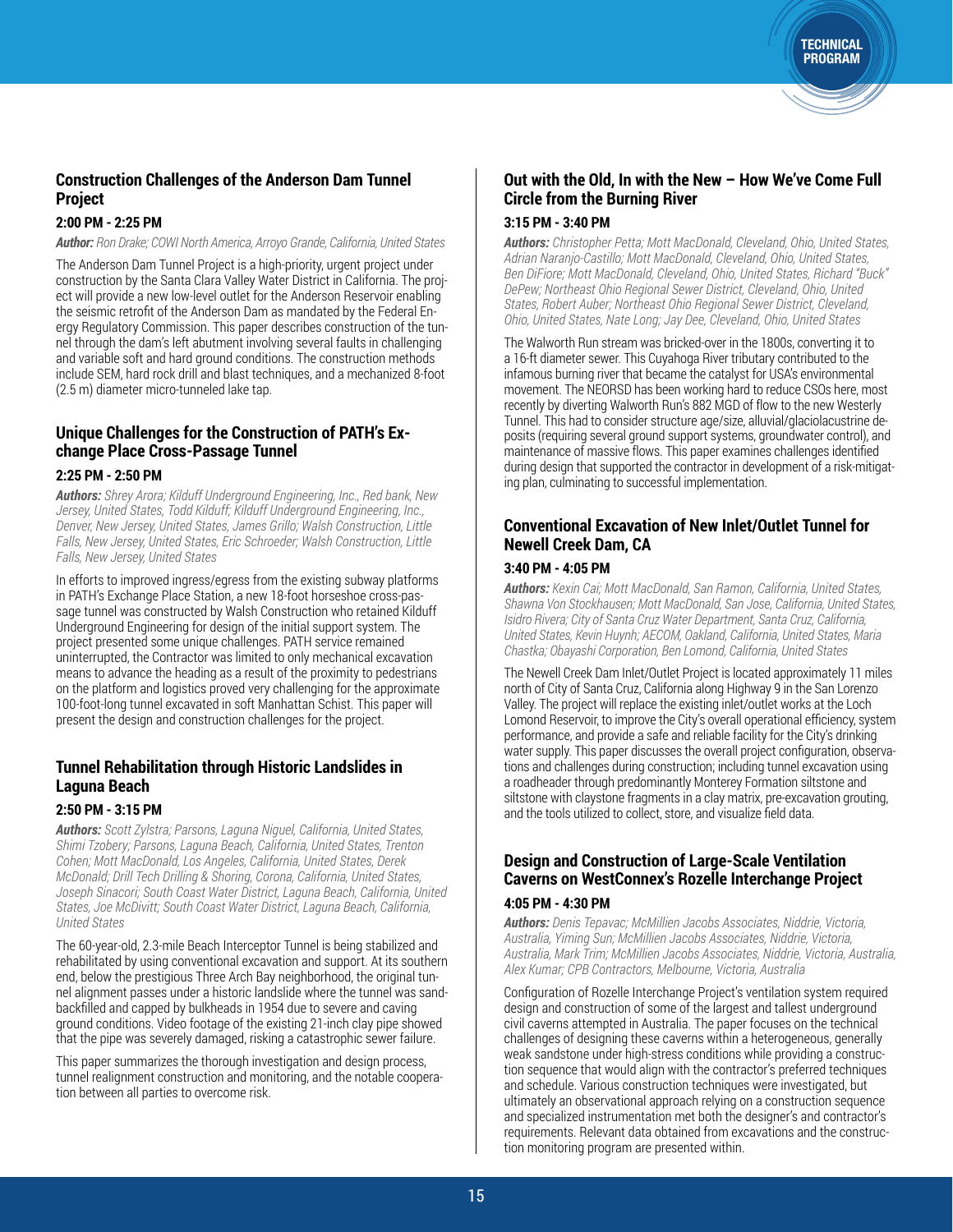## Construction Challenges of the Anderson Dam Tunnel Project

### 2:00 PM - 2:25 PM

***Author:*** *Ron Drake; COWI North America, Arroyo Grande, California, United States*

The Anderson Dam Tunnel Project is a high-priority, urgent project under construction by the Santa Clara Valley Water District in California. The project will provide a new low-level outlet for the Anderson Reservoir enabling the seismic retrofit of the Anderson Dam as mandated by the Federal Energy Regulatory Commission. This paper describes construction of the tunnel through the dam's left abutment involving several faults in challenging and variable soft and hard ground conditions. The construction methods include SEM, hard rock drill and blast techniques, and a mechanized 8-foot (2.5 m) diameter micro-tunneled lake tap.

## Unique Challenges for the Construction of PATH's Exchange Place Cross-Passage Tunnel

### 2:25 PM - 2:50 PM

***Authors:*** *Shrey Arora; Kildluff Underground Engineering, Inc., Red bank, New Jersey, United States, Todd Kilduff; Kilduff Underground Engineering, Inc., Denver, New Jersey, United States, James Grillo; Walsh Construction, Little Falls, New Jersey, United States, Eric Schroeder; Walsh Construction, Little Falls, New Jersey, United States*

In efforts to improved ingress/egress from the existing subway platforms in PATH's Exchange Place Station, a new 18-foot horseshoe cross-passage tunnel was constructed by Walsh Construction who retained Kilduff Underground Engineering for design of the initial support system. The project presented some unique challenges. PATH service remained uninterrupted, the Contractor was limited to only mechanical excavation means to advance the heading as a result of the proximity to pedestrians on the platform and logistics proved very challenging for the approximate 100-foot-long tunnel excavated in soft Manhattan Schist. This paper will present the design and construction challenges for the project.

## Tunnel Rehabilitation through Historic Landslides in Laguna Beach

### 2:50 PM - 3:15 PM

***Authors:*** *Scott Zylstra; Parsons, Laguna Niguel, California, United States, Shimi Tzobery; Parsons, Laguna Beach, California, United States, Trenton Cohen; Mott MacDonald, Los Angeles, California, United States, Derek McDonald; Drill Tech Drilling & Shoring, Corona, California, United States, Joseph Sinacori; South Coast Water District, Laguna Beach, California, United States, Joe McDivitt; South Coast Water District, Laguna Beach, California, United States*

The 60-year-old, 2.3-mile Beach Interceptor Tunnel is being stabilized and rehabilitated by using conventional excavation and support. At its southern end, below the prestigious Three Arch Bay neighborhood, the original tunnel alignment passes under a historic landslide where the tunnel was sand-backfilled and capped by bulkheads in 1954 due to severe and caving ground conditions. Video footage of the existing 21-inch clay pipe showed that the pipe was severely damaged, risking a catastrophic sewer failure.

This paper summarizes the thorough investigation and design process, tunnel realignment construction and monitoring, and the notable cooperation between all parties to overcome risk.

## Out with the Old, In with the New – How We've Come Full Circle from the Burning River

### 3:15 PM - 3:40 PM

***Authors:*** *Christopher Petta; Mott MacDonald, Cleveland, Ohio, United States, Adrian Naranjo-Castillo; Mott MacDonald, Cleveland, Ohio, United States, Ben DiFiore; Mott MacDonald, Cleveland, Ohio, United States, Richard "Buck" DePew; Northeast Ohio Regional Sewer District, Cleveland, Ohio, United States, Robert Auber; Northeast Ohio Regional Sewer District, Cleveland, Ohio, United States, Nate Long; Jay Dee, Cleveland, Ohio, United States*

The Walworth Run stream was bricked-over in the 1800s, converting it to a 16-ft diameter sewer. This Cuyahoga River tributary contributed to the infamous burning river that became the catalyst for USA's environmental movement. The NEORSD has been working hard to reduce CSOs here, most recently by diverting Walworth Run's 882 MGD of flow to the new Westerly Tunnel. This had to consider structure age/size, alluvial/glaciolacustrine deposits (requiring several ground support systems, groundwater control), and maintenance of massive flows. This paper examines challenges identified during design that supported the contractor in development of a risk-mitigating plan, culminating to successful implementation.

## Conventional Excavation of New Inlet/Outlet Tunnel for Newell Creek Dam, CA

### 3:40 PM - 4:05 PM

***Authors:*** *Kexin Cai; Mott MacDonald, San Ramon, California, United States, Shawna Von Stockhausen; Mott MacDonald, San Jose, California, United States, Isidro Rivera; City of Santa Cruz Water Department, Santa Cruz, California, United States, Kevin Huynh; AECOM, Oakland, California, United States, Maria Chastka; Obayashi Corporation, Ben Lomond, California, United States*

The Newell Creek Dam Inlet/Outlet Project is located approximately 11 miles north of City of Santa Cruz, California along Highway 9 in the San Lorenzo Valley. The project will replace the existing inlet/outlet works at the Loch Lomond Reservoir, to improve the City's overall operational efficiency, system performance, and provide a safe and reliable facility for the City's drinking water supply. This paper discusses the overall project configuration, observations and challenges during construction; including tunnel excavation using a roadheader through predominantly Monterey Formation siltstone and siltstone with claystone fragments in a clay matrix, pre-excavation grouting, and the tools utilized to collect, store, and visualize field data.

## Design and Construction of Large-Scale Ventilation Caverns on WestConnex's Rozelle Interchange Project

### 4:05 PM - 4:30 PM

***Authors:*** *Denis Tepavac; McMillien Jacobs Associates, Niddrie, Victoria, Australia, Yiming Sun; McMillien Jacobs Associates, Niddrie, Victoria, Australia, Mark Trim; McMillien Jacobs Associates, Niddrie, Victoria, Australia, Alex Kumar; CPB Contractors, Melbourne, Victoria, Australia*

Configuration of Rozelle Interchange Project's ventilation system required design and construction of some of the largest and tallest underground civil caverns attempted in Australia. The paper focuses on the technical challenges of designing these caverns within a heterogeneous, generally weak sandstone under high-stress conditions while providing a construction sequence that would align with the contractor's preferred techniques and schedule. Various construction techniques were investigated, but ultimately an observational approach relying on a construction sequence and specialized instrumentation met both the designer's and contractor's requirements. Relevant data obtained from excavations and the construction monitoring program are presented within.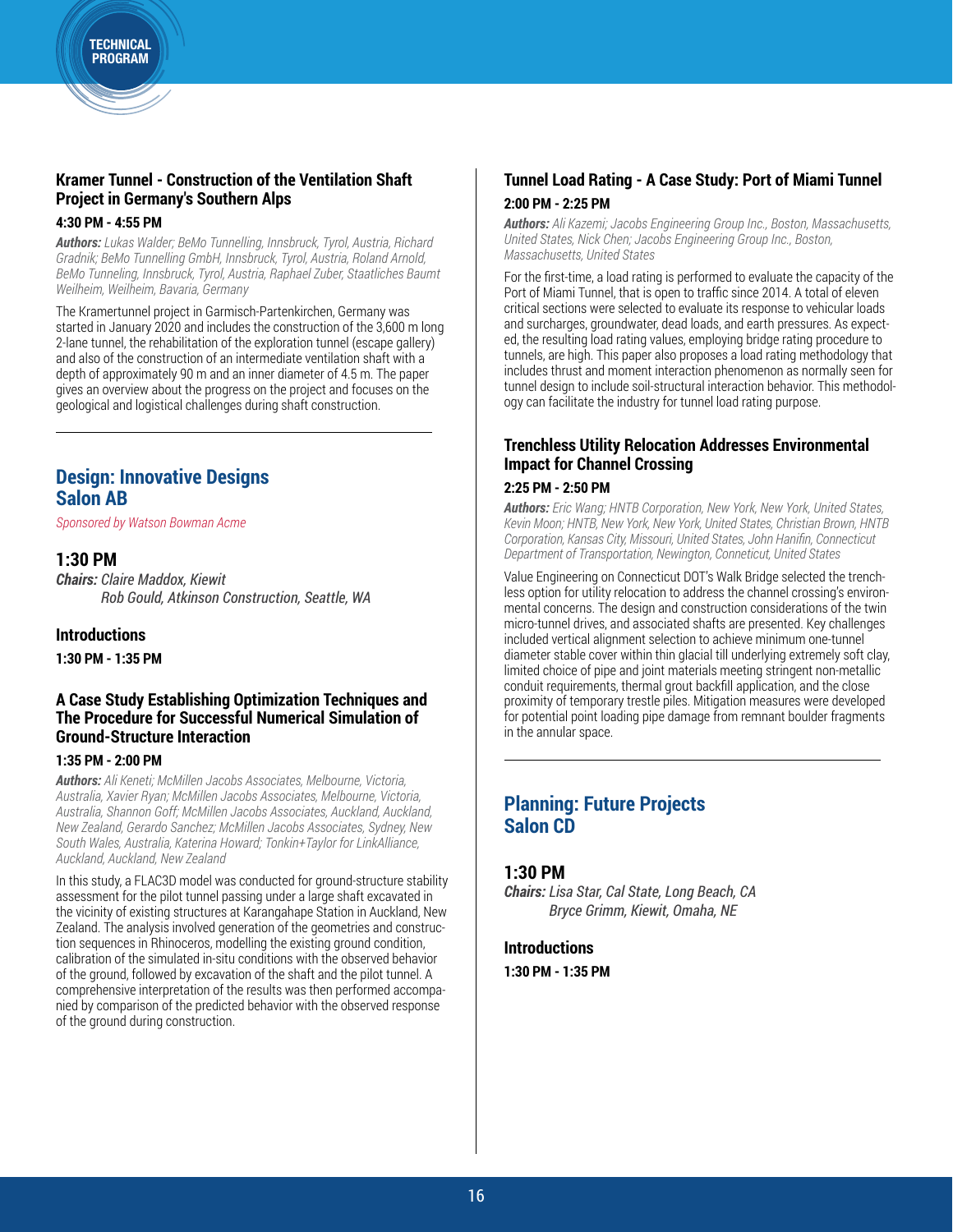### Kramer Tunnel - Construction of the Ventilation Shaft Project in Germany's Southern Alps

**4:30 PM - 4:55 PM**

***Authors:*** *Lukas Walder; BeMo Tunnelling, Innsbruck, Tyrol, Austria, Richard Gradnik; BeMo Tunnelling GmbH, Innsbruck, Tyrol, Austria, Roland Arnold, BeMo Tunneling, Innsbruck, Tyrol, Austria, Raphael Zuber, Staatliches Baumt Weilheim, Weilheim, Bavaria, Germany*

The Kramertunnel project in Garmisch-Partenkirchen, Germany was started in January 2020 and includes the construction of the 3,600 m long 2-lane tunnel, the rehabilitation of the exploration tunnel (escape gallery) and also of the construction of an intermediate ventilation shaft with a depth of approximately 90 m and an inner diameter of 4.5 m. The paper gives an overview about the progress on the project and focuses on the geological and logistical challenges during shaft construction.

---

## Design: Innovative Designs Salon AB

*Sponsored by Watson Bowman Acme*

### 1:30 PM

***Chairs:*** *Claire Maddox, Kiewit*
*Rob Gould, Atkinson Construction, Seattle, WA*

### Introductions

**1:30 PM - 1:35 PM**

### A Case Study Establishing Optimization Techniques and The Procedure for Successful Numerical Simulation of Ground-Structure Interaction

**1:35 PM - 2:00 PM**

***Authors:*** *Ali Keneti; McMillen Jacobs Associates, Melbourne, Victoria, Australia, Xavier Ryan; McMillen Jacobs Associates, Melbourne, Victoria, Australia, Shannon Goff; McMillen Jacobs Associates, Auckland, Auckland, New Zealand, Gerardo Sanchez; McMillen Jacobs Associates, Sydney, New South Wales, Australia, Katerina Howard; Tonkin+Taylor for LinkAlliance, Auckland, Auckland, New Zealand*

In this study, a FLAC3D model was conducted for ground-structure stability assessment for the pilot tunnel passing under a large shaft excavated in the vicinity of existing structures at Karangahape Station in Auckland, New Zealand. The analysis involved generation of the geometries and construction sequences in Rhinoceros, modelling the existing ground condition, calibration of the simulated in-situ conditions with the observed behavior of the ground, followed by excavation of the shaft and the pilot tunnel. A comprehensive interpretation of the results was then performed accompanied by comparison of the predicted behavior with the observed response of the ground during construction.

### Tunnel Load Rating - A Case Study: Port of Miami Tunnel

**2:00 PM - 2:25 PM**

***Authors:*** *Ali Kazemi; Jacobs Engineering Group Inc., Boston, Massachusetts, United States, Nick Chen; Jacobs Engineering Group Inc., Boston, Massachusetts, United States*

For the first-time, a load rating is performed to evaluate the capacity of the Port of Miami Tunnel, that is open to traffic since 2014. A total of eleven critical sections were selected to evaluate its response to vehicular loads and surcharges, groundwater, dead loads, and earth pressures. As expected, the resulting load rating values, employing bridge rating procedure to tunnels, are high. This paper also proposes a load rating methodology that includes thrust and moment interaction phenomenon as normally seen for tunnel design to include soil-structural interaction behavior. This methodology can facilitate the industry for tunnel load rating purpose.

### Trenchless Utility Relocation Addresses Environmental Impact for Channel Crossing

**2:25 PM - 2:50 PM**

***Authors:*** *Eric Wang; HNTB Corporation, New York, New York, United States, Kevin Moon; HNTB, New York, New York, United States, Christian Brown, HNTB Corporation, Kansas City, Missouri, United States, John Hanifin, Connecticut Department of Transportation, Newington, Conneticut, United States*

Value Engineering on Connecticut DOT's Walk Bridge selected the trenchless option for utility relocation to address the channel crossing's environmental concerns. The design and construction considerations of the twin micro-tunnel drives, and associated shafts are presented. Key challenges included vertical alignment selection to achieve minimum one-tunnel diameter stable cover within thin glacial till underlying extremely soft clay, limited choice of pipe and joint materials meeting stringent non-metallic conduit requirements, thermal grout backfill application, and the close proximity of temporary trestle piles. Mitigation measures were developed for potential point loading pipe damage from remnant boulder fragments in the annular space.

---

## Planning: Future Projects Salon CD

### 1:30 PM

***Chairs:*** *Lisa Star, Cal State, Long Beach, CA*
*Bryce Grimm, Kiewit, Omaha, NE*

### Introductions

**1:30 PM - 1:35 PM**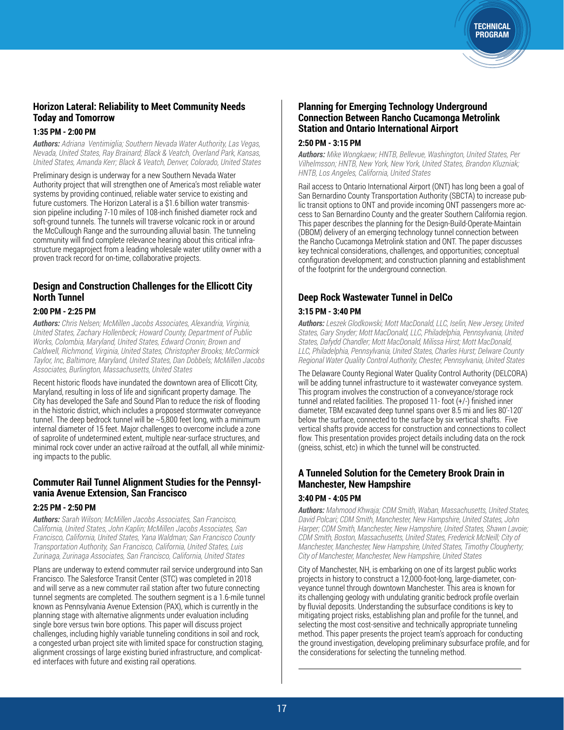### Horizon Lateral: Reliability to Meet Community Needs Today and Tomorrow

**1:35 PM - 2:00 PM**

***Authors:*** *Adriana Ventimiglia; Southern Nevada Water Authority, Las Vegas, Nevada, United States, Ray Brainard; Black & Veatch, Overland Park, Kansas, United States, Amanda Kerr; Black & Veatch, Denver, Colorado, United States*

Preliminary design is underway for a new Southern Nevada Water Authority project that will strengthen one of America's most reliable water systems by providing continued, reliable water service to existing and future customers. The Horizon Lateral is a $1.6 billion water transmission pipeline including 7-10 miles of 108-inch finished diameter rock and soft-ground tunnels. The tunnels will traverse volcanic rock in or around the McCullough Range and the surrounding alluvial basin. The tunneling community will find complete relevance hearing about this critical infrastructure megaproject from a leading wholesale water utility owner with a proven track record for on-time, collaborative projects.

### Design and Construction Challenges for the Ellicott City North Tunnel

**2:00 PM - 2:25 PM**

***Authors:*** *Chris Nelsen; McMillen Jacobs Associates, Alexandria, Virginia, United States, Zachary Hollenbeck; Howard County, Department of Public Works, Colombia, Maryland, United States, Edward Cronin; Brown and Caldwell, Richmond, Virginia, United States, Christopher Brooks; McCormick Taylor, Inc, Baltimore, Maryland, United States, Dan Dobbels; McMillen Jacobs Associates, Burlington, Massachusetts, United States*

Recent historic floods have inundated the downtown area of Ellicott City, Maryland, resulting in loss of life and significant property damage. The City has developed the Safe and Sound Plan to reduce the risk of flooding in the historic district, which includes a proposed stormwater conveyance tunnel. The deep bedrock tunnel will be ~5,800 feet long, with a minimum internal diameter of 15 feet. Major challenges to overcome include a zone of saprolite of undetermined extent, multiple near-surface structures, and minimal rock cover under an active railroad at the outfall, all while minimizing impacts to the public.

### Commuter Rail Tunnel Alignment Studies for the Pennsylvania Avenue Extension, San Francisco

**2:25 PM - 2:50 PM**

***Authors:*** *Sarah Wilson; McMillen Jacobs Associates, San Francisco, California, United States, John Kaplin; McMillen Jacobs Associates, San Francisco, California, United States, Yana Waldman; San Francisco County Transportation Authority, San Francisco, California, United States, Luis Zurinaga, Zurinaga Associates, San Francisco, California, United States*

Plans are underway to extend commuter rail service underground into San Francisco. The Salesforce Transit Center (STC) was completed in 2018 and will serve as a new commuter rail station after two future connecting tunnel segments are completed. The southern segment is a 1.6-mile tunnel known as Pennsylvania Avenue Extension (PAX), which is currently in the planning stage with alternative alignments under evaluation including single bore versus twin bore options. This paper will discuss project challenges, including highly variable tunneling conditions in soil and rock, a congested urban project site with limited space for construction staging, alignment crossings of large existing buried infrastructure, and complicated interfaces with future and existing rail operations.

### Planning for Emerging Technology Underground Connection Between Rancho Cucamonga Metrolink Station and Ontario International Airport

**2:50 PM - 3:15 PM**

***Authors:*** *Mike Wongkaew; HNTB, Bellevue, Washington, United States, Per Vilhelmsson; HNTB, New York, New York, United States, Brandon Kluzniak; HNTB, Los Angeles, California, United States*

Rail access to Ontario International Airport (ONT) has long been a goal of San Bernardino County Transportation Authority (SBCTA) to increase public transit options to ONT and provide incoming ONT passengers more access to San Bernardino County and the greater Southern California region. This paper describes the planning for the Design-Build-Operate-Maintain (DBOM) delivery of an emerging technology tunnel connection between the Rancho Cucamonga Metrolink station and ONT. The paper discusses key technical considerations, challenges, and opportunities; conceptual configuration development; and construction planning and establishment of the footprint for the underground connection.

### Deep Rock Wastewater Tunnel in DelCo

**3:15 PM - 3:40 PM**

***Authors:*** *Leszek Glodkowski; Mott MacDonald, LLC, Iselin, New Jersey, United States, Gary Snyder; Mott MacDonald, LLC, Philadelphia, Pennsylvania, United States, Dafydd Chandler; Mott MacDonald, Milissa Hirst; Mott MacDonald, LLC, Philadelphia, Pennsylvania, United States, Charles Hurst; Delware County Regional Water Quality Control Authority, Chester, Pennsylvania, United States*

The Delaware County Regional Water Quality Control Authority (DELCORA) will be adding tunnel infrastructure to it wastewater conveyance system. This program involves the construction of a conveyance/storage rock tunnel and related facilities. The proposed 11- foot (+/-) finished inner diameter, TBM excavated deep tunnel spans over 8.5 mi and lies 80'-120' below the surface, connected to the surface by six vertical shafts. Five vertical shafts provide access for construction and connections to collect flow. This presentation provides project details including data on the rock (gneiss, schist, etc) in which the tunnel will be constructed.

### A Tunneled Solution for the Cemetery Brook Drain in Manchester, New Hampshire

**3:40 PM - 4:05 PM**

***Authors:*** *Mahmood Khwaja; CDM Smith, Waban, Massachusetts, United States, David Polcari; CDM Smith, Manchester, New Hampshire, United States, John Harper; CDM Smith, Manchester, New Hampshire, United States, Shawn Lavoie; CDM Smith, Boston, Massachusetts, United States, Frederick McNeill; City of Manchester, Manchester, New Hampshire, United States, Timothy Clougherty; City of Manchester, Manchester, New Hampshire, United States*

City of Manchester, NH, is embarking on one of its largest public works projects in history to construct a 12,000-foot-long, large-diameter, conveyance tunnel through downtown Manchester. This area is known for its challenging geology with undulating granitic bedrock profile overlain by fluvial deposits. Understanding the subsurface conditions is key to mitigating project risks, establishing plan and profile for the tunnel, and selecting the most cost-sensitive and technically appropriate tunneling method. This paper presents the project team's approach for conducting the ground investigation, developing preliminary subsurface profile, and for the considerations for selecting the tunneling method.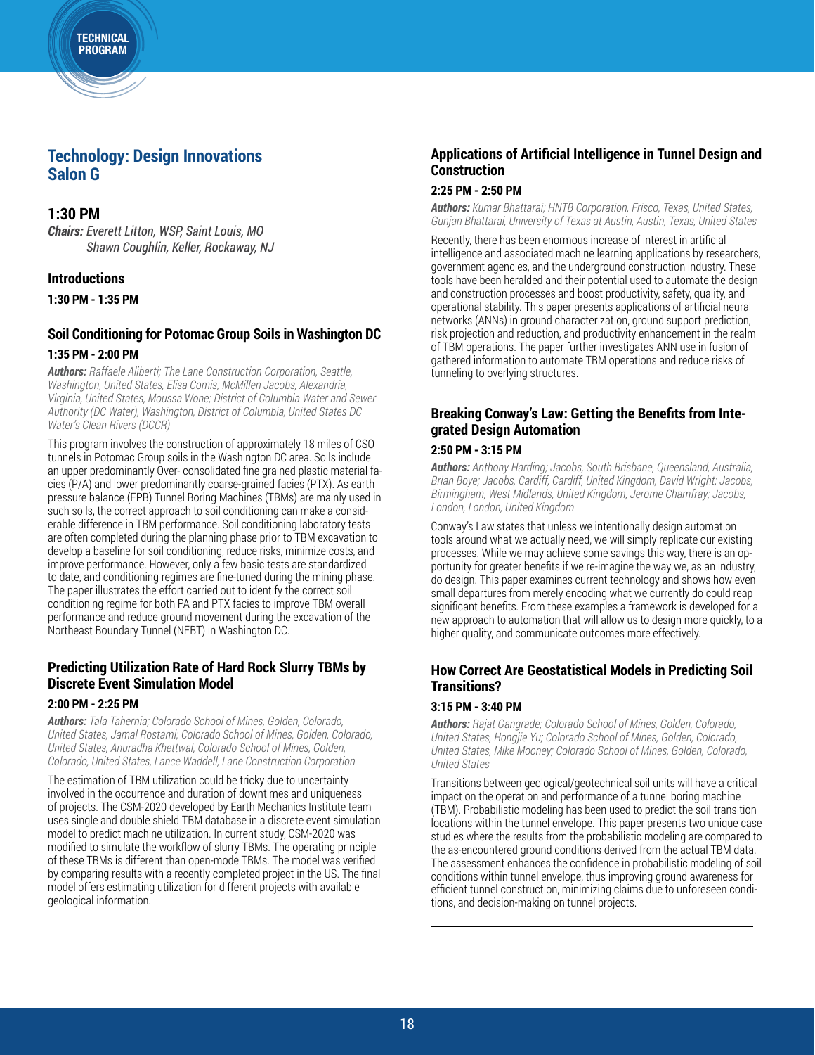## Technology: Design Innovations
## Salon G

### 1:30 PM

***Chairs:*** *Everett Litton, WSP, Saint Louis, MO*
*Shawn Coughlin, Keller, Rockaway, NJ*

### Introductions

**1:30 PM - 1:35 PM**

### Soil Conditioning for Potomac Group Soils in Washington DC

**1:35 PM - 2:00 PM**

***Authors:*** *Raffaele Aliberti; The Lane Construction Corporation, Seattle, Washington, United States, Elisa Comis; McMillen Jacobs, Alexandria, Virginia, United States, Moussa Wone; District of Columbia Water and Sewer Authority (DC Water), Washington, District of Columbia, United States DC Water's Clean Rivers (DCCR)*

This program involves the construction of approximately 18 miles of CSO tunnels in Potomac Group soils in the Washington DC area. Soils include an upper predominantly Over- consolidated fine grained plastic material facies (P/A) and lower predominantly coarse-grained facies (PTX). As earth pressure balance (EPB) Tunnel Boring Machines (TBMs) are mainly used in such soils, the correct approach to soil conditioning can make a considerable difference in TBM performance. Soil conditioning laboratory tests are often completed during the planning phase prior to TBM excavation to develop a baseline for soil conditioning, reduce risks, minimize costs, and improve performance. However, only a few basic tests are standardized to date, and conditioning regimes are fine-tuned during the mining phase. The paper illustrates the effort carried out to identify the correct soil conditioning regime for both PA and PTX facies to improve TBM overall performance and reduce ground movement during the excavation of the Northeast Boundary Tunnel (NEBT) in Washington DC.

### Predicting Utilization Rate of Hard Rock Slurry TBMs by Discrete Event Simulation Model

**2:00 PM - 2:25 PM**

***Authors:*** *Tala Tahernia; Colorado School of Mines, Golden, Colorado, United States, Jamal Rostami; Colorado School of Mines, Golden, Colorado, United States, Anuradha Khettwal, Colorado School of Mines, Golden, Colorado, United States, Lance Waddell, Lane Construction Corporation*

The estimation of TBM utilization could be tricky due to uncertainty involved in the occurrence and duration of downtimes and uniqueness of projects. The CSM-2020 developed by Earth Mechanics Institute team uses single and double shield TBM database in a discrete event simulation model to predict machine utilization. In current study, CSM-2020 was modified to simulate the workflow of slurry TBMs. The operating principle of these TBMs is different than open-mode TBMs. The model was verified by comparing results with a recently completed project in the US. The final model offers estimating utilization for different projects with available geological information.

### Applications of Artificial Intelligence in Tunnel Design and Construction

**2:25 PM - 2:50 PM**

***Authors:*** *Kumar Bhattarai; HNTB Corporation, Frisco, Texas, United States, Gunjan Bhattarai, University of Texas at Austin, Austin, Texas, United States*

Recently, there has been enormous increase of interest in artificial intelligence and associated machine learning applications by researchers, government agencies, and the underground construction industry. These tools have been heralded and their potential used to automate the design and construction processes and boost productivity, safety, quality, and operational stability. This paper presents applications of artificial neural networks (ANNs) in ground characterization, ground support prediction, risk projection and reduction, and productivity enhancement in the realm of TBM operations. The paper further investigates ANN use in fusion of gathered information to automate TBM operations and reduce risks of tunneling to overlying structures.

### Breaking Conway's Law: Getting the Benefits from Integrated Design Automation

**2:50 PM - 3:15 PM**

***Authors:*** *Anthony Harding; Jacobs, South Brisbane, Queensland, Australia, Brian Boye; Jacobs, Cardiff, Cardiff, United Kingdom, David Wright; Jacobs, Birmingham, West Midlands, United Kingdom, Jerome Chamfray; Jacobs, London, London, United Kingdom*

Conway's Law states that unless we intentionally design automation tools around what we actually need, we will simply replicate our existing processes. While we may achieve some savings this way, there is an opportunity for greater benefits if we re-imagine the way we, as an industry, do design. This paper examines current technology and shows how even small departures from merely encoding what we currently do could reap significant benefits. From these examples a framework is developed for a new approach to automation that will allow us to design more quickly, to a higher quality, and communicate outcomes more effectively.

### How Correct Are Geostatistical Models in Predicting Soil Transitions?

**3:15 PM - 3:40 PM**

***Authors:*** *Rajat Gangrade; Colorado School of Mines, Golden, Colorado, United States, Hongjie Yu; Colorado School of Mines, Golden, Colorado, United States, Mike Mooney; Colorado School of Mines, Golden, Colorado, United States*

Transitions between geological/geotechnical soil units will have a critical impact on the operation and performance of a tunnel boring machine (TBM). Probabilistic modeling has been used to predict the soil transition locations within the tunnel envelope. This paper presents two unique case studies where the results from the probabilistic modeling are compared to the as-encountered ground conditions derived from the actual TBM data. The assessment enhances the confidence in probabilistic modeling of soil conditions within tunnel envelope, thus improving ground awareness for efficient tunnel construction, minimizing claims due to unforeseen conditions, and decision-making on tunnel projects.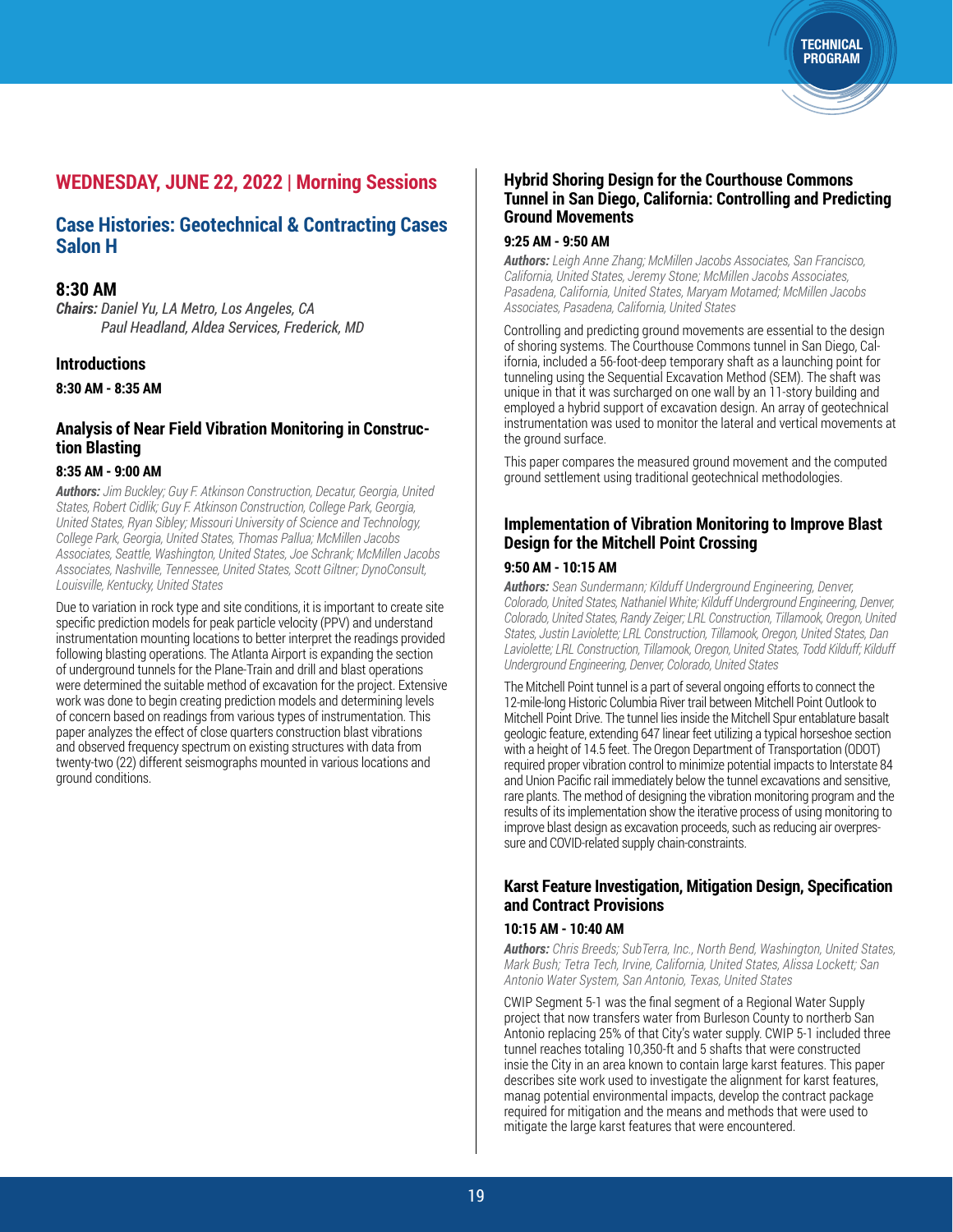# WEDNESDAY, JUNE 22, 2022 | Morning Sessions

## Case Histories: Geotechnical & Contracting Cases Salon H

### 8:30 AM

***Chairs:*** *Daniel Yu, LA Metro, Los Angeles, CA*
*Paul Headland, Aldea Services, Frederick, MD*

#### Introductions

**8:30 AM - 8:35 AM**

#### Analysis of Near Field Vibration Monitoring in Construction Blasting

**8:35 AM - 9:00 AM**

***Authors:*** *Jim Buckley; Guy F. Atkinson Construction, Decatur, Georgia, United States, Robert Cidlik; Guy F. Atkinson Construction, College Park, Georgia, United States, Ryan Sibley; Missouri University of Science and Technology, College Park, Georgia, United States, Thomas Pallua; McMillen Jacobs Associates, Seattle, Washington, United States, Joe Schrank; McMillen Jacobs Associates, Nashville, Tennessee, United States, Scott Giltner; DynoConsult, Louisville, Kentucky, United States*

Due to variation in rock type and site conditions, it is important to create site specific prediction models for peak particle velocity (PPV) and understand instrumentation mounting locations to better interpret the readings provided following blasting operations. The Atlanta Airport is expanding the section of underground tunnels for the Plane-Train and drill and blast operations were determined the suitable method of excavation for the project. Extensive work was done to begin creating prediction models and determining levels of concern based on readings from various types of instrumentation. This paper analyzes the effect of close quarters construction blast vibrations and observed frequency spectrum on existing structures with data from twenty-two (22) different seismographs mounted in various locations and ground conditions.

#### Hybrid Shoring Design for the Courthouse Commons Tunnel in San Diego, California: Controlling and Predicting Ground Movements

**9:25 AM - 9:50 AM**

***Authors:*** *Leigh Anne Zhang; McMillen Jacobs Associates, San Francisco, California, United States, Jeremy Stone; McMillen Jacobs Associates, Pasadena, California, United States, Maryam Motamed; McMillen Jacobs Associates, Pasadena, California, United States*

Controlling and predicting ground movements are essential to the design of shoring systems. The Courthouse Commons tunnel in San Diego, California, included a 56-foot-deep temporary shaft as a launching point for tunneling using the Sequential Excavation Method (SEM). The shaft was unique in that it was surcharged on one wall by an 11-story building and employed a hybrid support of excavation design. An array of geotechnical instrumentation was used to monitor the lateral and vertical movements at the ground surface.

This paper compares the measured ground movement and the computed ground settlement using traditional geotechnical methodologies.

#### Implementation of Vibration Monitoring to Improve Blast Design for the Mitchell Point Crossing

**9:50 AM - 10:15 AM**

***Authors:*** *Sean Sundermann; Kilduff Underground Engineering, Denver, Colorado, United States, Nathaniel White; Kilduff Underground Engineering, Denver, Colorado, United States, Randy Zeiger; LRL Construction, Tillamook, Oregon, United States, Justin Laviolette; LRL Construction, Tillamook, Oregon, United States, Dan Laviolette; LRL Construction, Tillamook, Oregon, United States, Todd Kilduff; Kilduff Underground Engineering, Denver, Colorado, United States*

The Mitchell Point tunnel is a part of several ongoing efforts to connect the 12-mile-long Historic Columbia River trail between Mitchell Point Outlook to Mitchell Point Drive. The tunnel lies inside the Mitchell Spur entablature basalt geologic feature, extending 647 linear feet utilizing a typical horseshoe section with a height of 14.5 feet. The Oregon Department of Transportation (ODOT) required proper vibration control to minimize potential impacts to Interstate 84 and Union Pacific rail immediately below the tunnel excavations and sensitive, rare plants. The method of designing the vibration monitoring program and the results of its implementation show the iterative process of using monitoring to improve blast design as excavation proceeds, such as reducing air overpressure and COVID-related supply chain-constraints.

#### Karst Feature Investigation, Mitigation Design, Specification and Contract Provisions

**10:15 AM - 10:40 AM**

***Authors:*** *Chris Breeds; SubTerra, Inc., North Bend, Washington, United States, Mark Bush; Tetra Tech, Irvine, California, United States, Alissa Lockett; San Antonio Water System, San Antonio, Texas, United States*

CWIP Segment 5-1 was the final segment of a Regional Water Supply project that now transfers water from Burleson County to northerb San Antonio replacing 25% of that City's water supply. CWIP 5-1 included three tunnel reaches totaling 10,350-ft and 5 shafts that were constructed insie the City in an area known to contain large karst features. This paper describes site work used to investigate the alignment for karst features, manag potential environmental impacts, develop the contract package required for mitigation and the means and methods that were used to mitigate the large karst features that were encountered.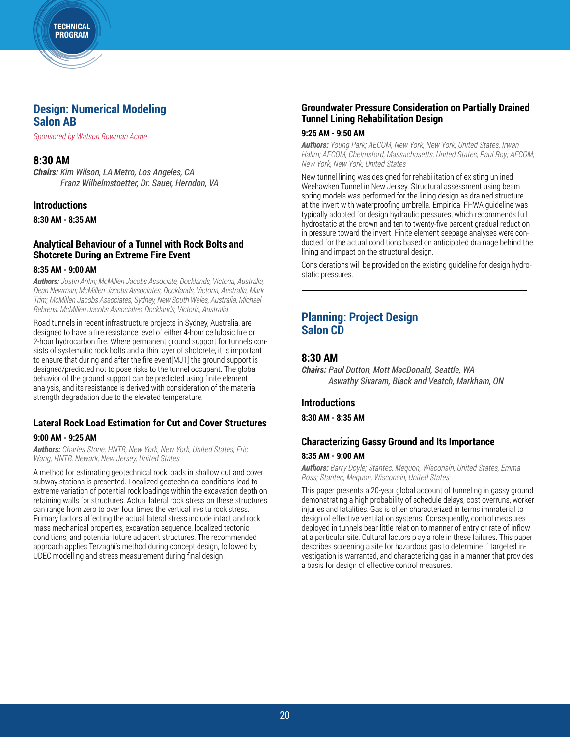## Design: Numerical Modeling
## Salon AB

*Sponsored by Watson Bowman Acme*

### 8:30 AM

***Chairs:*** *Kim Wilson, LA Metro, Los Angeles, CA*
*Franz Wilhelmstoetter, Dr. Sauer, Herndon, VA*

#### Introductions

**8:30 AM - 8:35 AM**

#### Analytical Behaviour of a Tunnel with Rock Bolts and Shotcrete During an Extreme Fire Event

**8:35 AM - 9:00 AM**

***Authors:*** *Justin Arifin; McMillen Jacobs Associate, Docklands, Victoria, Australia, Dean Newman; McMillen Jacobs Associates, Docklands, Victoria, Australia, Mark Trim; McMillen Jacobs Associates, Sydney, New South Wales, Australia, Michael Behrens; McMillen Jacobs Associates, Docklands, Victoria, Australia*

Road tunnels in recent infrastructure projects in Sydney, Australia, are designed to have a fire resistance level of either 4-hour cellulosic fire or 2-hour hydrocarbon fire. Where permanent ground support for tunnels consists of systematic rock bolts and a thin layer of shotcrete, it is important to ensure that during and after the fire event[MJ1] the ground support is designed/predicted not to pose risks to the tunnel occupant. The global behavior of the ground support can be predicted using finite element analysis, and its resistance is derived with consideration of the material strength degradation due to the elevated temperature.

#### Lateral Rock Load Estimation for Cut and Cover Structures

**9:00 AM - 9:25 AM**

***Authors:*** *Charles Stone; HNTB, New York, New York, United States, Eric Wang; HNTB, Newark, New Jersey, United States*

A method for estimating geotechnical rock loads in shallow cut and cover subway stations is presented. Localized geotechnical conditions lead to extreme variation of potential rock loadings within the excavation depth on retaining walls for structures. Actual lateral rock stress on these structures can range from zero to over four times the vertical in-situ rock stress. Primary factors affecting the actual lateral stress include intact and rock mass mechanical properties, excavation sequence, localized tectonic conditions, and potential future adjacent structures. The recommended approach applies Terzaghi's method during concept design, followed by UDEC modelling and stress measurement during final design.

#### Groundwater Pressure Consideration on Partially Drained Tunnel Lining Rehabilitation Design

**9:25 AM - 9:50 AM**

***Authors:*** *Young Park; AECOM, New York, New York, United States, Irwan Halim; AECOM, Chelmsford, Massachusetts, United States, Paul Roy; AECOM, New York, New York, United States*

New tunnel lining was designed for rehabilitation of existing unlined Weehawken Tunnel in New Jersey. Structural assessment using beam spring models was performed for the lining design as drained structure at the invert with waterproofing umbrella. Empirical FHWA guideline was typically adopted for design hydraulic pressures, which recommends full hydrostatic at the crown and ten to twenty-five percent gradual reduction in pressure toward the invert. Finite element seepage analyses were conducted for the actual conditions based on anticipated drainage behind the lining and impact on the structural design.

Considerations will be provided on the existing guideline for design hydrostatic pressures.

---

## Planning: Project Design
## Salon CD

### 8:30 AM

***Chairs:*** *Paul Dutton, Mott MacDonald, Seattle, WA*
*Aswathy Sivaram, Black and Veatch, Markham, ON*

#### Introductions

**8:30 AM - 8:35 AM**

#### Characterizing Gassy Ground and Its Importance

**8:35 AM - 9:00 AM**

***Authors:*** *Barry Doyle; Stantec, Mequon, Wisconsin, United States, Emma Ross; Stantec, Mequon, Wisconsin, United States*

This paper presents a 20-year global account of tunneling in gassy ground demonstrating a high probability of schedule delays, cost overruns, worker injuries and fatalities. Gas is often characterized in terms immaterial to design of effective ventilation systems. Consequently, control measures deployed in tunnels bear little relation to manner of entry or rate of inflow at a particular site. Cultural factors play a role in these failures. This paper describes screening a site for hazardous gas to determine if targeted investigation is warranted, and characterizing gas in a manner that provides a basis for design of effective control measures.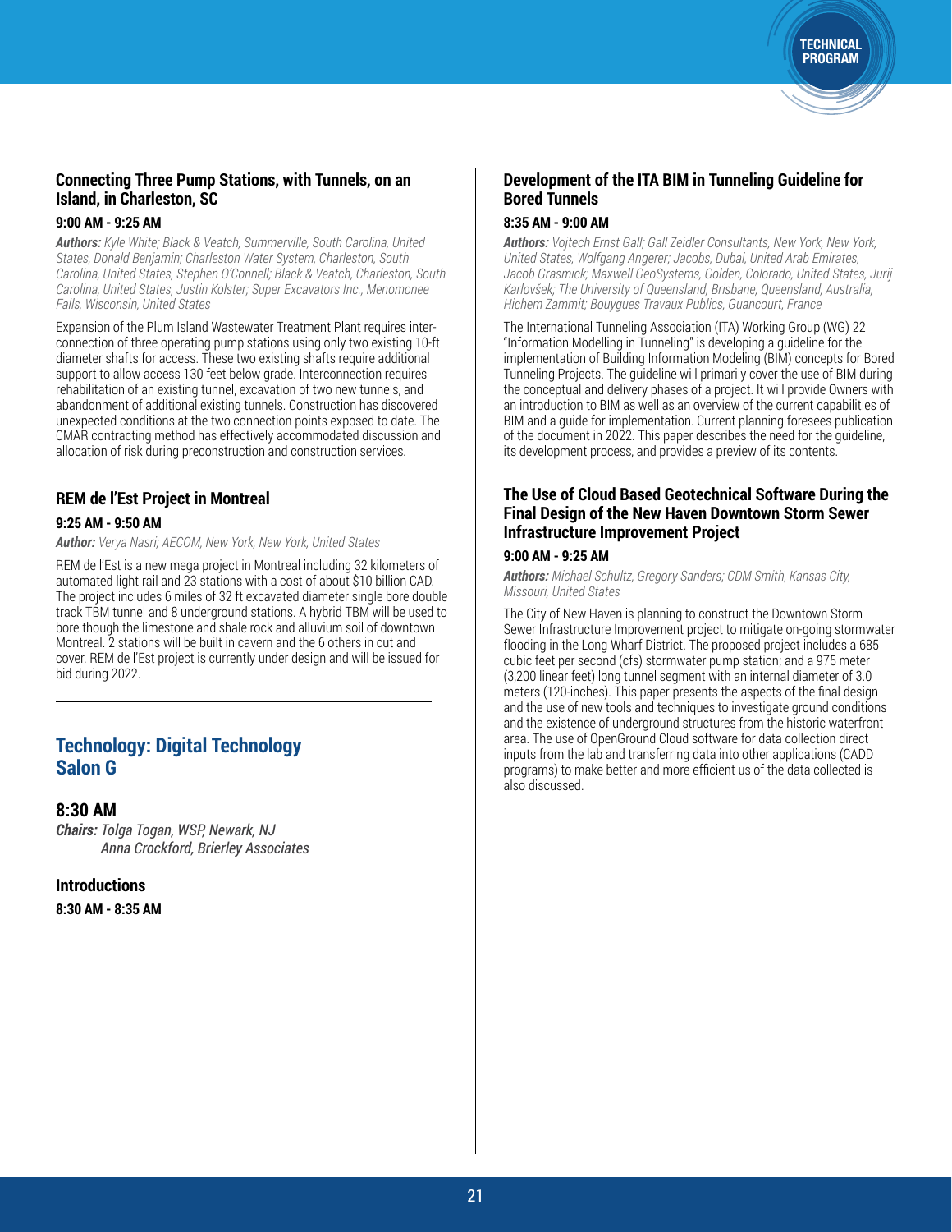### Connecting Three Pump Stations, with Tunnels, on an Island, in Charleston, SC

**9:00 AM - 9:25 AM**

***Authors:*** *Kyle White; Black & Veatch, Summerville, South Carolina, United States, Donald Benjamin; Charleston Water System, Charleston, South Carolina, United States, Stephen O'Connell; Black & Veatch, Charleston, South Carolina, United States, Justin Kolster; Super Excavators Inc., Menomonee Falls, Wisconsin, United States*

Expansion of the Plum Island Wastewater Treatment Plant requires inter-connection of three operating pump stations using only two existing 10-ft diameter shafts for access. These two existing shafts require additional support to allow access 130 feet below grade. Interconnection requires rehabilitation of an existing tunnel, excavation of two new tunnels, and abandonment of additional existing tunnels. Construction has discovered unexpected conditions at the two connection points exposed to date. The CMAR contracting method has effectively accommodated discussion and allocation of risk during preconstruction and construction services.

### REM de l'Est Project in Montreal

**9:25 AM - 9:50 AM**

***Author:*** *Verya Nasri; AECOM, New York, New York, United States*

REM de l'Est is a new mega project in Montreal including 32 kilometers of automated light rail and 23 stations with a cost of about $10 billion CAD. The project includes 6 miles of 32 ft excavated diameter single bore double track TBM tunnel and 8 underground stations. A hybrid TBM will be used to bore though the limestone and shale rock and alluvium soil of downtown Montreal. 2 stations will be built in cavern and the 6 others in cut and cover. REM de l'Est project is currently under design and will be issued for bid during 2022.

---

## Technology: Digital Technology
## Salon G

### 8:30 AM

***Chairs:*** *Tolga Togan, WSP, Newark, NJ*
*Anna Crockford, Brierley Associates*

### Introductions

**8:30 AM - 8:35 AM**

### Development of the ITA BIM in Tunneling Guideline for Bored Tunnels

**8:35 AM - 9:00 AM**

***Authors:*** *Vojtech Ernst Gall; Gall Zeidler Consultants, New York, New York, United States, Wolfgang Angerer; Jacobs, Dubai, United Arab Emirates, Jacob Grasmick; Maxwell GeoSystems, Golden, Colorado, United States, Jurij Karlovšek; The University of Queensland, Brisbane, Queensland, Australia, Hichem Zammit; Bouygues Travaux Publics, Guancourt, France*

The International Tunneling Association (ITA) Working Group (WG) 22 "Information Modelling in Tunneling" is developing a guideline for the implementation of Building Information Modeling (BIM) concepts for Bored Tunneling Projects. The guideline will primarily cover the use of BIM during the conceptual and delivery phases of a project. It will provide Owners with an introduction to BIM as well as an overview of the current capabilities of BIM and a guide for implementation. Current planning foresees publication of the document in 2022. This paper describes the need for the guideline, its development process, and provides a preview of its contents.

### The Use of Cloud Based Geotechnical Software During the Final Design of the New Haven Downtown Storm Sewer Infrastructure Improvement Project

**9:00 AM - 9:25 AM**

***Authors:*** *Michael Schultz, Gregory Sanders; CDM Smith, Kansas City, Missouri, United States*

The City of New Haven is planning to construct the Downtown Storm Sewer Infrastructure Improvement project to mitigate on-going stormwater flooding in the Long Wharf District. The proposed project includes a 685 cubic feet per second (cfs) stormwater pump station; and a 975 meter (3,200 linear feet) long tunnel segment with an internal diameter of 3.0 meters (120-inches). This paper presents the aspects of the final design and the use of new tools and techniques to investigate ground conditions and the existence of underground structures from the historic waterfront area. The use of OpenGround Cloud software for data collection direct inputs from the lab and transferring data into other applications (CADD programs) to make better and more efficient us of the data collected is also discussed.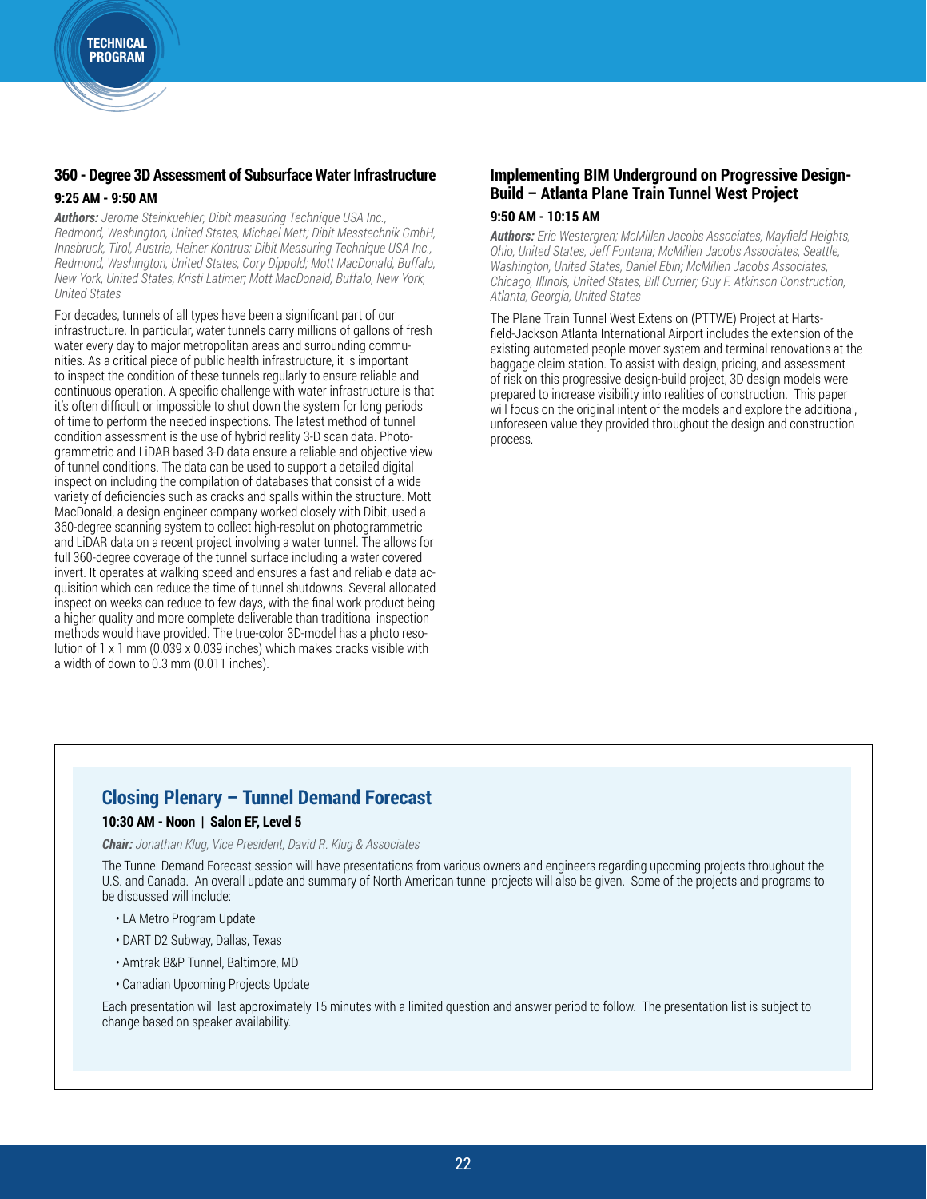### 360 - Degree 3D Assessment of Subsurface Water Infrastructure

**9:25 AM - 9:50 AM**

***Authors:*** *Jerome Steinkuehler; Dibit measuring Technique USA Inc., Redmond, Washington, United States, Michael Mett; Dibit Messtechnik GmbH, Innsbruck, Tirol, Austria, Heiner Kontrus; Dibit Measuring Technique USA Inc., Redmond, Washington, United States, Cory Dippold; Mott MacDonald, Buffalo, New York, United States, Kristi Latimer; Mott MacDonald, Buffalo, New York, United States*

For decades, tunnels of all types have been a significant part of our infrastructure. In particular, water tunnels carry millions of gallons of fresh water every day to major metropolitan areas and surrounding communities. As a critical piece of public health infrastructure, it is important to inspect the condition of these tunnels regularly to ensure reliable and continuous operation. A specific challenge with water infrastructure is that it's often difficult or impossible to shut down the system for long periods of time to perform the needed inspections. The latest method of tunnel condition assessment is the use of hybrid reality 3-D scan data. Photogrammetric and LiDAR based 3-D data ensure a reliable and objective view of tunnel conditions. The data can be used to support a detailed digital inspection including the compilation of databases that consist of a wide variety of deficiencies such as cracks and spalls within the structure. Mott MacDonald, a design engineer company worked closely with Dibit, used a 360-degree scanning system to collect high-resolution photogrammetric and LiDAR data on a recent project involving a water tunnel. The allows for full 360-degree coverage of the tunnel surface including a water covered invert. It operates at walking speed and ensures a fast and reliable data acquisition which can reduce the time of tunnel shutdowns. Several allocated inspection weeks can reduce to few days, with the final work product being a higher quality and more complete deliverable than traditional inspection methods would have provided. The true-color 3D-model has a photo resolution of 1 x 1 mm (0.039 x 0.039 inches) which makes cracks visible with a width of down to 0.3 mm (0.011 inches).

### Implementing BIM Underground on Progressive Design-Build – Atlanta Plane Train Tunnel West Project

**9:50 AM - 10:15 AM**

***Authors:*** *Eric Westergren; McMillen Jacobs Associates, Mayfield Heights, Ohio, United States, Jeff Fontana; McMillen Jacobs Associates, Seattle, Washington, United States, Daniel Ebin; McMillen Jacobs Associates, Chicago, Illinois, United States, Bill Currier; Guy F. Atkinson Construction, Atlanta, Georgia, United States*

The Plane Train Tunnel West Extension (PTTWE) Project at Hartsfield-Jackson Atlanta International Airport includes the extension of the existing automated people mover system and terminal renovations at the baggage claim station. To assist with design, pricing, and assessment of risk on this progressive design-build project, 3D design models were prepared to increase visibility into realities of construction. This paper will focus on the original intent of the models and explore the additional, unforeseen value they provided throughout the design and construction process.

## Closing Plenary – Tunnel Demand Forecast

**10:30 AM - Noon | Salon EF, Level 5**

***Chair:*** *Jonathan Klug, Vice President, David R. Klug & Associates*

The Tunnel Demand Forecast session will have presentations from various owners and engineers regarding upcoming projects throughout the U.S. and Canada. An overall update and summary of North American tunnel projects will also be given. Some of the projects and programs to be discussed will include:

- LA Metro Program Update
- DART D2 Subway, Dallas, Texas
- Amtrak B&P Tunnel, Baltimore, MD
- Canadian Upcoming Projects Update

Each presentation will last approximately 15 minutes with a limited question and answer period to follow. The presentation list is subject to change based on speaker availability.